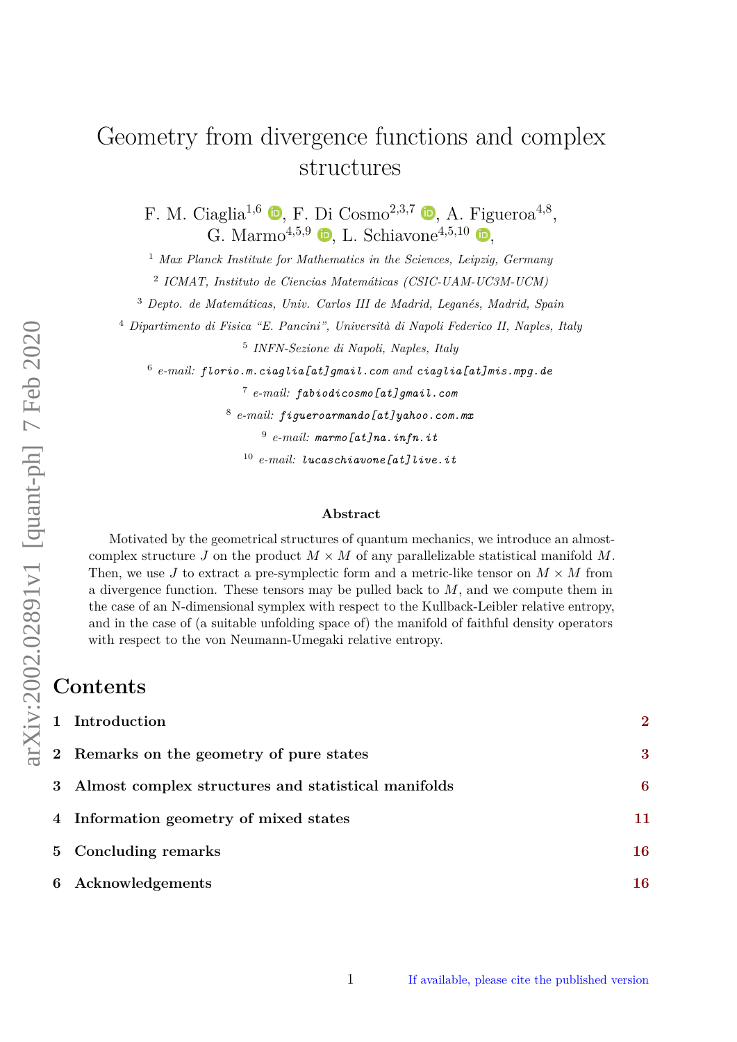# Geometry from divergence functions and complex structures

F. M. Ciaglia[1,6], F. Di Cosmo[2,3,7], A. Figueroa[4,8], G. Marmo[4,5,9], L. Schiavone[4,5,10],

[1] *Max Planck Institute for Mathematics in the Sciences, Leipzig, Germany*

[2] *ICMAT, Instituto de Ciencias Matemáticas (CSIC-UAM-UC3M-UCM)*

[3] *Depto. de Matemáticas, Univ. Carlos III de Madrid, Leganés, Madrid, Spain*

[4] *Dipartimento di Fisica "E. Pancini", Università di Napoli Federico II, Naples, Italy*

[5] *INFN-Sezione di Napoli, Naples, Italy*

[6] *e-mail:* `florio.m.ciaglia[at]gmail.com` *and* `ciaglia[at]mis.mpg.de`

[7] *e-mail:* `fabiodicosmo[at]gmail.com`

[8] *e-mail:* `figueroarmando[at]yahoo.com.mx`

[9] *e-mail:* `marmo[at]na.infn.it`

[10] *e-mail:* `lucaschiavone[at]live.it`

arXiv:2002.02891v1 [quant-ph] 7 Feb 2020

### Abstract

Motivated by the geometrical structures of quantum mechanics, we introduce an almost-complex structure $J$ on the product $M \times M$ of any parallelizable statistical manifold $M$. Then, we use $J$ to extract a pre-symplectic form and a metric-like tensor on $M \times M$ from a divergence function. These tensors may be pulled back to $M$, and we compute them in the case of an N-dimensional symplex with respect to the Kullback-Leibler relative entropy, and in the case of (a suitable unfolding space of) the manifold of faithful density operators with respect to the von Neumann-Umegaki relative entropy.

## Contents

1 Introduction — 2

2 Remarks on the geometry of pure states — 3

3 Almost complex structures and statistical manifolds — 6

4 Information geometry of mixed states — 11

5 Concluding remarks — 16

6 Acknowledgements — 16

If available, please cite the published version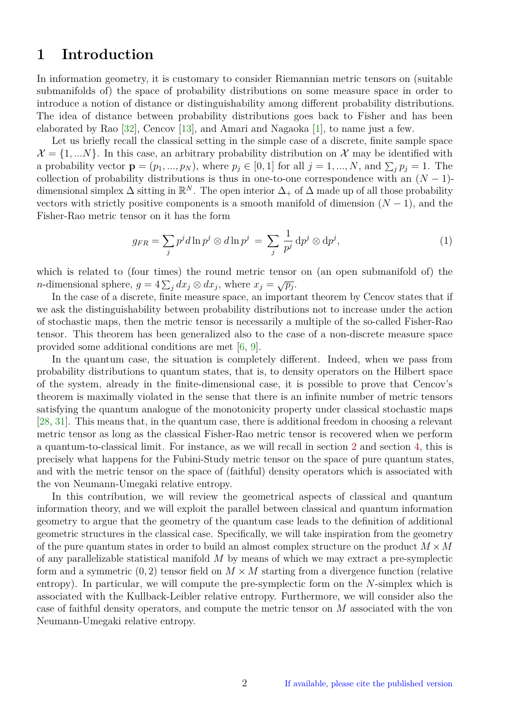# 1 Introduction

In information geometry, it is customary to consider Riemannian metric tensors on (suitable submanifolds of) the space of probability distributions on some measure space in order to introduce a notion of distance or distinguishability among different probability distributions. The idea of distance between probability distributions goes back to Fisher and has been elaborated by Rao [32], Cencov [13], and Amari and Nagaoka [1], to name just a few.

Let us briefly recall the classical setting in the simple case of a discrete, finite sample space $\mathcal{X} = \{1, ...N\}$. In this case, an arbitrary probability distribution on $\mathcal{X}$ may be identified with a probability vector $\mathbf{p} = (p_1, ..., p_N)$, where $p_j \in [0,1]$ for all $j = 1, ..., N$, and $\sum_j p_j = 1$. The collection of probability distributions is thus in one-to-one correspondence with an $(N-1)$-dimensional simplex $\Delta$ sitting in $\mathbb{R}^N$. The open interior $\Delta_+$ of $\Delta$ made up of all those probability vectors with strictly positive components is a smooth manifold of dimension $(N-1)$, and the Fisher-Rao metric tensor on it has the form

$$g_{FR} = \sum_j p^j d\ln p^j \otimes d\ln p^j \;=\; \sum_j \frac{1}{p^j}\,\mathrm{d}p^j \otimes \mathrm{d}p^j, \tag{1}$$

which is related to (four times) the round metric tensor on (an open submanifold of) the $n$-dimensional sphere, $g = 4\sum_j dx_j \otimes dx_j$, where $x_j = \sqrt{p_j}$.

In the case of a discrete, finite measure space, an important theorem by Cencov states that if we ask the distinguishability between probability distributions not to increase under the action of stochastic maps, then the metric tensor is necessarily a multiple of the so-called Fisher-Rao tensor. This theorem has been generalized also to the case of a non-discrete measure space provided some additional conditions are met [6, 9].

In the quantum case, the situation is completely different. Indeed, when we pass from probability distributions to quantum states, that is, to density operators on the Hilbert space of the system, already in the finite-dimensional case, it is possible to prove that Cencov's theorem is maximally violated in the sense that there is an infinite number of metric tensors satisfying the quantum analogue of the monotonicity property under classical stochastic maps [28, 31]. This means that, in the quantum case, there is additional freedom in choosing a relevant metric tensor as long as the classical Fisher-Rao metric tensor is recovered when we perform a quantum-to-classical limit. For instance, as we will recall in section 2 and section 4, this is precisely what happens for the Fubini-Study metric tensor on the space of pure quantum states, and with the metric tensor on the space of (faithful) density operators which is associated with the von Neumann-Umegaki relative entropy.

In this contribution, we will review the geometrical aspects of classical and quantum information theory, and we will exploit the parallel between classical and quantum information geometry to argue that the geometry of the quantum case leads to the definition of additional geometric structures in the classical case. Specifically, we will take inspiration from the geometry of the pure quantum states in order to build an almost complex structure on the product $M \times M$ of any parallelizable statistical manifold $M$ by means of which we may extract a pre-symplectic form and a symmetric $(0,2)$ tensor field on $M \times M$ starting from a divergence function (relative entropy). In particular, we will compute the pre-symplectic form on the $N$-simplex which is associated with the Kullback-Leibler relative entropy. Furthermore, we will consider also the case of faithful density operators, and compute the metric tensor on $M$ associated with the von Neumann-Umegaki relative entropy.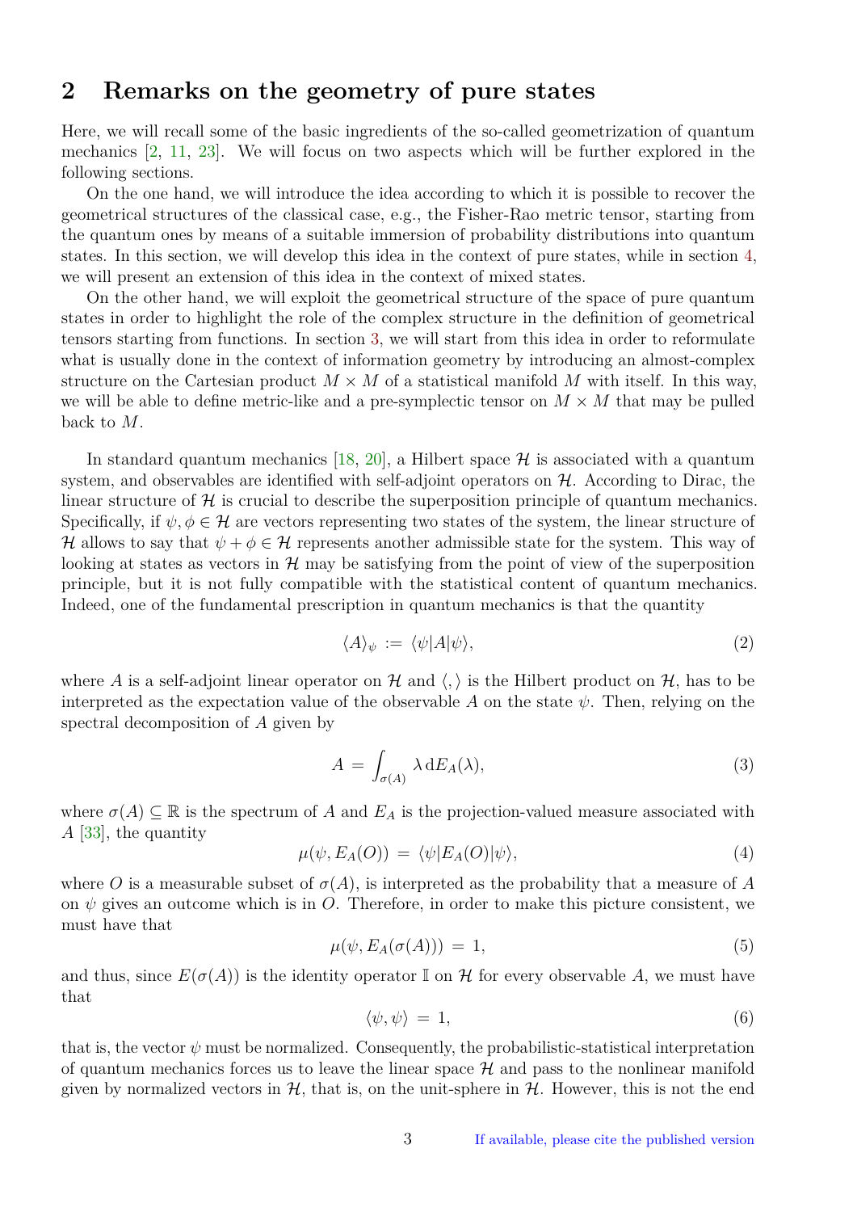## 2 Remarks on the geometry of pure states

Here, we will recall some of the basic ingredients of the so-called geometrization of quantum mechanics [2, 11, 23]. We will focus on two aspects which will be further explored in the following sections.

On the one hand, we will introduce the idea according to which it is possible to recover the geometrical structures of the classical case, e.g., the Fisher-Rao metric tensor, starting from the quantum ones by means of a suitable immersion of probability distributions into quantum states. In this section, we will develop this idea in the context of pure states, while in section 4, we will present an extension of this idea in the context of mixed states.

On the other hand, we will exploit the geometrical structure of the space of pure quantum states in order to highlight the role of the complex structure in the definition of geometrical tensors starting from functions. In section 3, we will start from this idea in order to reformulate what is usually done in the context of information geometry by introducing an almost-complex structure on the Cartesian product $M \times M$ of a statistical manifold $M$ with itself. In this way, we will be able to define metric-like and a pre-symplectic tensor on $M \times M$ that may be pulled back to $M$.

In standard quantum mechanics [18, 20], a Hilbert space $\mathcal{H}$ is associated with a quantum system, and observables are identified with self-adjoint operators on $\mathcal{H}$. According to Dirac, the linear structure of $\mathcal{H}$ is crucial to describe the superposition principle of quantum mechanics. Specifically, if $\psi, \phi \in \mathcal{H}$ are vectors representing two states of the system, the linear structure of $\mathcal{H}$ allows to say that $\psi + \phi \in \mathcal{H}$ represents another admissible state for the system. This way of looking at states as vectors in $\mathcal{H}$ may be satisfying from the point of view of the superposition principle, but it is not fully compatible with the statistical content of quantum mechanics. Indeed, one of the fundamental prescription in quantum mechanics is that the quantity

$$\langle A \rangle_{\psi} := \langle \psi | A | \psi \rangle, \tag{2}$$

where $A$ is a self-adjoint linear operator on $\mathcal{H}$ and $\langle , \rangle$ is the Hilbert product on $\mathcal{H}$, has to be interpreted as the expectation value of the observable $A$ on the state $\psi$. Then, relying on the spectral decomposition of $A$ given by

$$A = \int_{\sigma(A)} \lambda \, \mathrm{d}E_A(\lambda), \tag{3}$$

where $\sigma(A) \subseteq \mathbb{R}$ is the spectrum of $A$ and $E_A$ is the projection-valued measure associated with $A$ [33], the quantity

$$\mu(\psi, E_A(O)) = \langle \psi | E_A(O) | \psi \rangle, \tag{4}$$

where $O$ is a measurable subset of $\sigma(A)$, is interpreted as the probability that a measure of $A$ on $\psi$ gives an outcome which is in $O$. Therefore, in order to make this picture consistent, we must have that

$$\mu(\psi, E_A(\sigma(A))) = 1, \tag{5}$$

and thus, since $E(\sigma(A))$ is the identity operator $\mathbb{I}$ on $\mathcal{H}$ for every observable $A$, we must have that

$$\langle \psi, \psi \rangle = 1, \tag{6}$$

that is, the vector $\psi$ must be normalized. Consequently, the probabilistic-statistical interpretation of quantum mechanics forces us to leave the linear space $\mathcal{H}$ and pass to the nonlinear manifold given by normalized vectors in $\mathcal{H}$, that is, on the unit-sphere in $\mathcal{H}$. However, this is not the end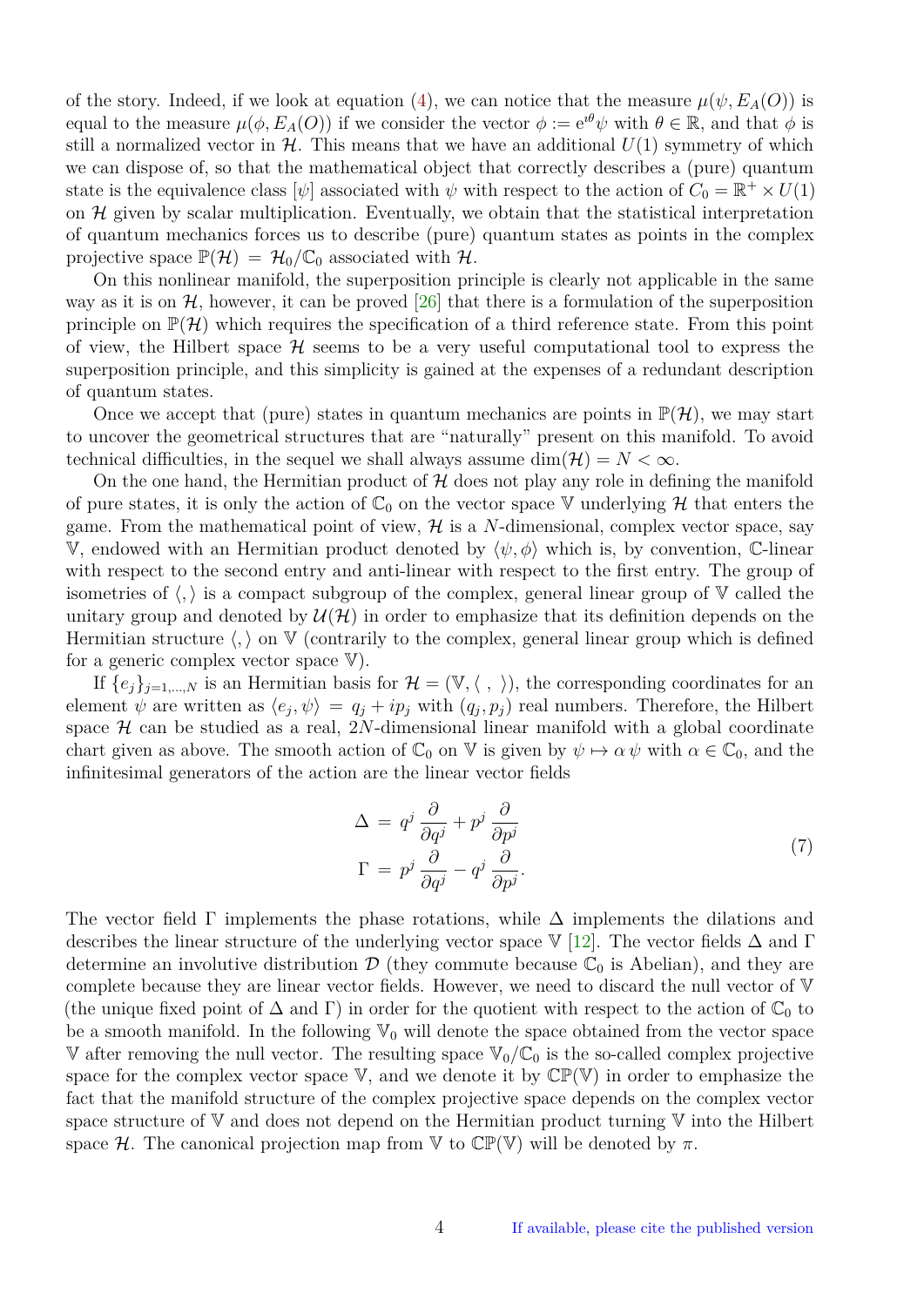of the story. Indeed, if we look at equation (4), we can notice that the measure $\mu(\psi, E_A(O))$ is equal to the measure $\mu(\phi, E_A(O))$ if we consider the vector $\phi := e^{\imath\theta}\psi$ with $\theta \in \mathbb{R}$, and that $\phi$ is still a normalized vector in $\mathcal{H}$. This means that we have an additional $U(1)$ symmetry of which we can dispose of, so that the mathematical object that correctly describes a (pure) quantum state is the equivalence class $[\psi]$ associated with $\psi$ with respect to the action of $C_0 = \mathbb{R}^+ \times U(1)$ on $\mathcal{H}$ given by scalar multiplication. Eventually, we obtain that the statistical interpretation of quantum mechanics forces us to describe (pure) quantum states as points in the complex projective space $\mathbb{P}(\mathcal{H}) = \mathcal{H}_0/\mathbb{C}_0$ associated with $\mathcal{H}$.

On this nonlinear manifold, the superposition principle is clearly not applicable in the same way as it is on $\mathcal{H}$, however, it can be proved [26] that there is a formulation of the superposition principle on $\mathbb{P}(\mathcal{H})$ which requires the specification of a third reference state. From this point of view, the Hilbert space $\mathcal{H}$ seems to be a very useful computational tool to express the superposition principle, and this simplicity is gained at the expenses of a redundant description of quantum states.

Once we accept that (pure) states in quantum mechanics are points in $\mathbb{P}(\mathcal{H})$, we may start to uncover the geometrical structures that are "naturally" present on this manifold. To avoid technical difficulties, in the sequel we shall always assume $\dim(\mathcal{H}) = N < \infty$.

On the one hand, the Hermitian product of $\mathcal{H}$ does not play any role in defining the manifold of pure states, it is only the action of $\mathbb{C}_0$ on the vector space $\mathbb{V}$ underlying $\mathcal{H}$ that enters the game. From the mathematical point of view, $\mathcal{H}$ is a $N$-dimensional, complex vector space, say $\mathbb{V}$, endowed with an Hermitian product denoted by $\langle\psi, \phi\rangle$ which is, by convention, $\mathbb{C}$-linear with respect to the second entry and anti-linear with respect to the first entry. The group of isometries of $\langle , \rangle$ is a compact subgroup of the complex, general linear group of $\mathbb{V}$ called the unitary group and denoted by $\mathcal{U}(\mathcal{H})$ in order to emphasize that its definition depends on the Hermitian structure $\langle , \rangle$ on $\mathbb{V}$ (contrarily to the complex, general linear group which is defined for a generic complex vector space $\mathbb{V}$).

If $\{e_j\}_{j=1,...,N}$ is an Hermitian basis for $\mathcal{H} = (\mathbb{V}, \langle\ ,\ \rangle)$, the corresponding coordinates for an element $\psi$ are written as $\langle e_j, \psi\rangle = q_j + ip_j$ with $(q_j, p_j)$ real numbers. Therefore, the Hilbert space $\mathcal{H}$ can be studied as a real, $2N$-dimensional linear manifold with a global coordinate chart given as above. The smooth action of $\mathbb{C}_0$ on $\mathbb{V}$ is given by $\psi \mapsto \alpha\,\psi$ with $\alpha \in \mathbb{C}_0$, and the infinitesimal generators of the action are the linear vector fields

$$
\begin{aligned}
\Delta \,&=\, q^j\,\frac{\partial}{\partial q^j} + p^j\,\frac{\partial}{\partial p^j} \\
\Gamma \,&=\, p^j\,\frac{\partial}{\partial q^j} - q^j\,\frac{\partial}{\partial p^j}.
\end{aligned}
\tag{7}
$$

The vector field $\Gamma$ implements the phase rotations, while $\Delta$ implements the dilations and describes the linear structure of the underlying vector space $\mathbb{V}$ [12]. The vector fields $\Delta$ and $\Gamma$ determine an involutive distribution $\mathcal{D}$ (they commute because $\mathbb{C}_0$ is Abelian), and they are complete because they are linear vector fields. However, we need to discard the null vector of $\mathbb{V}$ (the unique fixed point of $\Delta$ and $\Gamma$) in order for the quotient with respect to the action of $\mathbb{C}_0$ to be a smooth manifold. In the following $\mathbb{V}_0$ will denote the space obtained from the vector space $\mathbb{V}$ after removing the null vector. The resulting space $\mathbb{V}_0/\mathbb{C}_0$ is the so-called complex projective space for the complex vector space $\mathbb{V}$, and we denote it by $\mathbb{CP}(\mathbb{V})$ in order to emphasize the fact that the manifold structure of the complex projective space depends on the complex vector space structure of $\mathbb{V}$ and does not depend on the Hermitian product turning $\mathbb{V}$ into the Hilbert space $\mathcal{H}$. The canonical projection map from $\mathbb{V}$ to $\mathbb{CP}(\mathbb{V})$ will be denoted by $\pi$.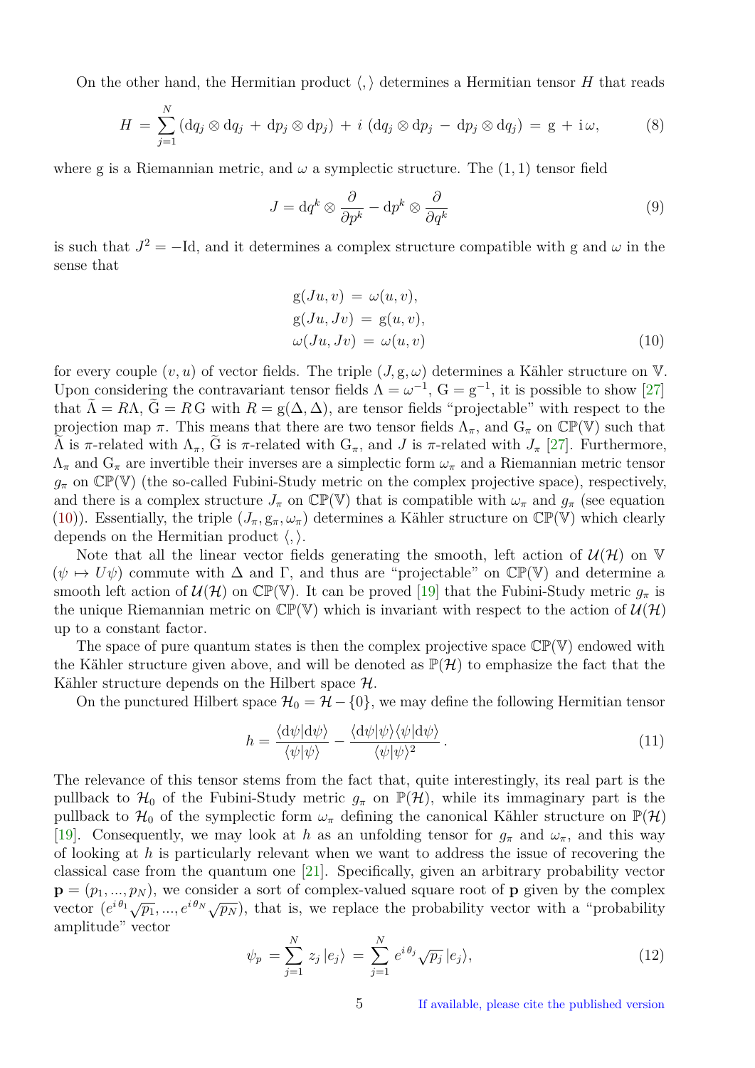On the other hand, the Hermitian product $\langle , \rangle$ determines a Hermitian tensor $H$ that reads

$$H = \sum_{j=1}^{N} (\mathrm{d}q_j \otimes \mathrm{d}q_j + \mathrm{d}p_j \otimes \mathrm{d}p_j) + i\,(\mathrm{d}q_j \otimes \mathrm{d}p_j - \mathrm{d}p_j \otimes \mathrm{d}q_j) = \mathrm{g} + \mathrm{i}\,\omega, \tag{8}$$

where g is a Riemannian metric, and $\omega$ a symplectic structure. The $(1,1)$ tensor field

$$J = \mathrm{d}q^k \otimes \frac{\partial}{\partial p^k} - \mathrm{d}p^k \otimes \frac{\partial}{\partial q^k} \tag{9}$$

is such that $J^2 = -\mathrm{Id}$, and it determines a complex structure compatible with g and $\omega$ in the sense that

$$\begin{aligned}
\mathrm{g}(Ju, v) &= \omega(u, v), \\
\mathrm{g}(Ju, Jv) &= \mathrm{g}(u, v), \\
\omega(Ju, Jv) &= \omega(u, v)
\end{aligned} \tag{10}$$

for every couple $(v, u)$ of vector fields. The triple $(J, \mathrm{g}, \omega)$ determines a Kähler structure on $\mathbb{V}$. Upon considering the contravariant tensor fields $\Lambda = \omega^{-1}$, $\mathrm{G} = \mathrm{g}^{-1}$, it is possible to show [27] that $\widetilde{\Lambda} = R\Lambda$, $\widetilde{\mathrm{G}} = R\,\mathrm{G}$ with $R = \mathrm{g}(\Delta, \Delta)$, are tensor fields "projectable" with respect to the projection map $\pi$. This means that there are two tensor fields $\Lambda_\pi$, and $\mathrm{G}_\pi$ on $\mathbb{CP}(\mathbb{V})$ such that $\widetilde{\Lambda}$ is $\pi$-related with $\Lambda_\pi$, $\widetilde{\mathrm{G}}$ is $\pi$-related with $\mathrm{G}_\pi$, and $J$ is $\pi$-related with $J_\pi$ [27]. Furthermore, $\Lambda_\pi$ and $\mathrm{G}_\pi$ are invertible their inverses are a simplectic form $\omega_\pi$ and a Riemannian metric tensor $g_\pi$ on $\mathbb{CP}(\mathbb{V})$ (the so-called Fubini-Study metric on the complex projective space), respectively, and there is a complex structure $J_\pi$ on $\mathbb{CP}(\mathbb{V})$ that is compatible with $\omega_\pi$ and $g_\pi$ (see equation (10)). Essentially, the triple $(J_\pi, \mathrm{g}_\pi, \omega_\pi)$ determines a Kähler structure on $\mathbb{CP}(\mathbb{V})$ which clearly depends on the Hermitian product $\langle , \rangle$.

Note that all the linear vector fields generating the smooth, left action of $\mathcal{U}(\mathcal{H})$ on $\mathbb{V}$ ($\psi \mapsto U\psi$) commute with $\Delta$ and $\Gamma$, and thus are "projectable" on $\mathbb{CP}(\mathbb{V})$ and determine a smooth left action of $\mathcal{U}(\mathcal{H})$ on $\mathbb{CP}(\mathbb{V})$. It can be proved [19] that the Fubini-Study metric $g_\pi$ is the unique Riemannian metric on $\mathbb{CP}(\mathbb{V})$ which is invariant with respect to the action of $\mathcal{U}(\mathcal{H})$ up to a constant factor.

The space of pure quantum states is then the complex projective space $\mathbb{CP}(\mathbb{V})$ endowed with the Kähler structure given above, and will be denoted as $\mathbb{P}(\mathcal{H})$ to emphasize the fact that the Kähler structure depends on the Hilbert space $\mathcal{H}$.

On the punctured Hilbert space $\mathcal{H}_0 = \mathcal{H} - \{0\}$, we may define the following Hermitian tensor

$$h = \frac{\langle \mathrm{d}\psi | \mathrm{d}\psi \rangle}{\langle \psi | \psi \rangle} - \frac{\langle \mathrm{d}\psi | \psi \rangle \langle \psi | \mathrm{d}\psi \rangle}{\langle \psi | \psi \rangle^2}\,. \tag{11}$$

The relevance of this tensor stems from the fact that, quite interestingly, its real part is the pullback to $\mathcal{H}_0$ of the Fubini-Study metric $g_\pi$ on $\mathbb{P}(\mathcal{H})$, while its immaginary part is the pullback to $\mathcal{H}_0$ of the symplectic form $\omega_\pi$ defining the canonical Kähler structure on $\mathbb{P}(\mathcal{H})$ [19]. Consequently, we may look at $h$ as an unfolding tensor for $g_\pi$ and $\omega_\pi$, and this way of looking at $h$ is particularly relevant when we want to address the issue of recovering the classical case from the quantum one [21]. Specifically, given an arbitrary probability vector $\mathbf{p} = (p_1, ..., p_N)$, we consider a sort of complex-valued square root of $\mathbf{p}$ given by the complex vector $(e^{i\,\theta_1}\sqrt{p_1}, ..., e^{i\,\theta_N}\sqrt{p_N})$, that is, we replace the probability vector with a "probability amplitude" vector

$$\psi_p = \sum_{j=1}^{N} z_j\,|e_j\rangle = \sum_{j=1}^{N} e^{i\,\theta_j}\sqrt{p_j}\,|e_j\rangle, \tag{12}$$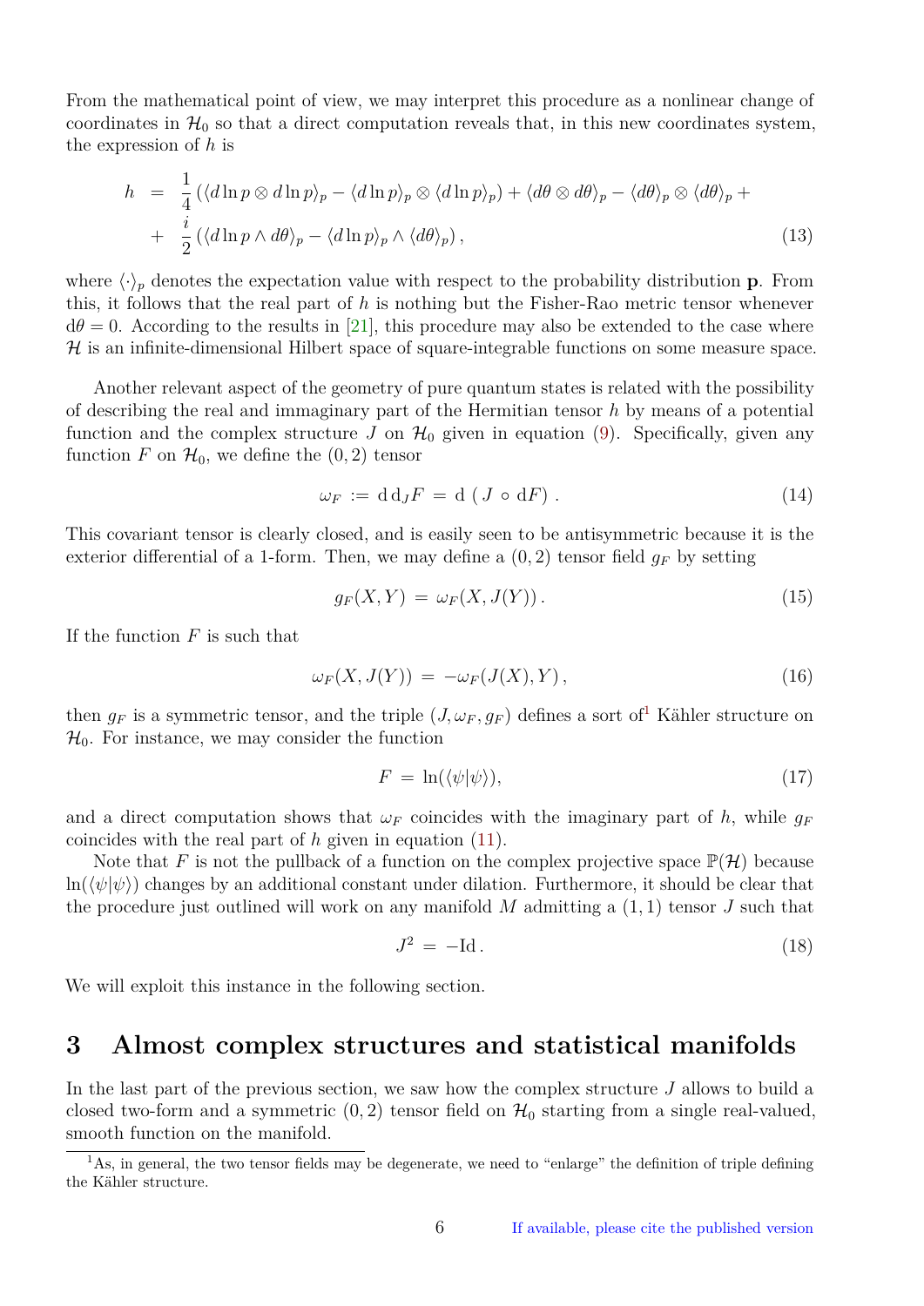From the mathematical point of view, we may interpret this procedure as a nonlinear change of coordinates in $\mathcal{H}_0$ so that a direct computation reveals that, in this new coordinates system, the expression of $h$ is

$$
\begin{aligned}
h &= \frac{1}{4}\left(\langle d\ln p \otimes d\ln p\rangle_p - \langle d\ln p\rangle_p \otimes \langle d\ln p\rangle_p\right) + \langle d\theta \otimes d\theta\rangle_p - \langle d\theta\rangle_p \otimes \langle d\theta\rangle_p + \\
&+ \frac{i}{2}\left(\langle d\ln p \wedge d\theta\rangle_p - \langle d\ln p\rangle_p \wedge \langle d\theta\rangle_p\right),
\end{aligned} \tag{13}
$$

where $\langle\cdot\rangle_p$ denotes the expectation value with respect to the probability distribution $\mathbf{p}$. From this, it follows that the real part of $h$ is nothing but the Fisher-Rao metric tensor whenever $\mathrm{d}\theta = 0$. According to the results in [21], this procedure may also be extended to the case where $\mathcal{H}$ is an infinite-dimensional Hilbert space of square-integrable functions on some measure space.

Another relevant aspect of the geometry of pure quantum states is related with the possibility of describing the real and immaginary part of the Hermitian tensor $h$ by means of a potential function and the complex structure $J$ on $\mathcal{H}_0$ given in equation (9). Specifically, given any function $F$ on $\mathcal{H}_0$, we define the $(0,2)$ tensor

$$
\omega_F := \mathrm{d}\,\mathrm{d}_J F = \mathrm{d}\left(J \circ \mathrm{d}F\right). \tag{14}
$$

This covariant tensor is clearly closed, and is easily seen to be antisymmetric because it is the exterior differential of a 1-form. Then, we may define a $(0,2)$ tensor field $g_F$ by setting

$$
g_F(X,Y) = \omega_F(X, J(Y)). \tag{15}
$$

If the function $F$ is such that

$$
\omega_F(X, J(Y)) = -\omega_F(J(X), Y), \tag{16}
$$

then $g_F$ is a symmetric tensor, and the triple $(J, \omega_F, g_F)$ defines a sort of[1] Kähler structure on $\mathcal{H}_0$. For instance, we may consider the function

$$
F = \ln(\langle\psi|\psi\rangle), \tag{17}
$$

and a direct computation shows that $\omega_F$ coincides with the imaginary part of $h$, while $g_F$ coincides with the real part of $h$ given in equation (11).

Note that $F$ is not the pullback of a function on the complex projective space $\mathbb{P}(\mathcal{H})$ because $\ln(\langle\psi|\psi\rangle)$ changes by an additional constant under dilation. Furthermore, it should be clear that the procedure just outlined will work on any manifold $M$ admitting a $(1,1)$ tensor $J$ such that

$$
J^2 = -\mathrm{Id}. \tag{18}
$$

We will exploit this instance in the following section.

## 3 Almost complex structures and statistical manifolds

In the last part of the previous section, we saw how the complex structure $J$ allows to build a closed two-form and a symmetric $(0,2)$ tensor field on $\mathcal{H}_0$ starting from a single real-valued, smooth function on the manifold.

[1] As, in general, the two tensor fields may be degenerate, we need to "enlarge" the definition of triple defining the Kähler structure.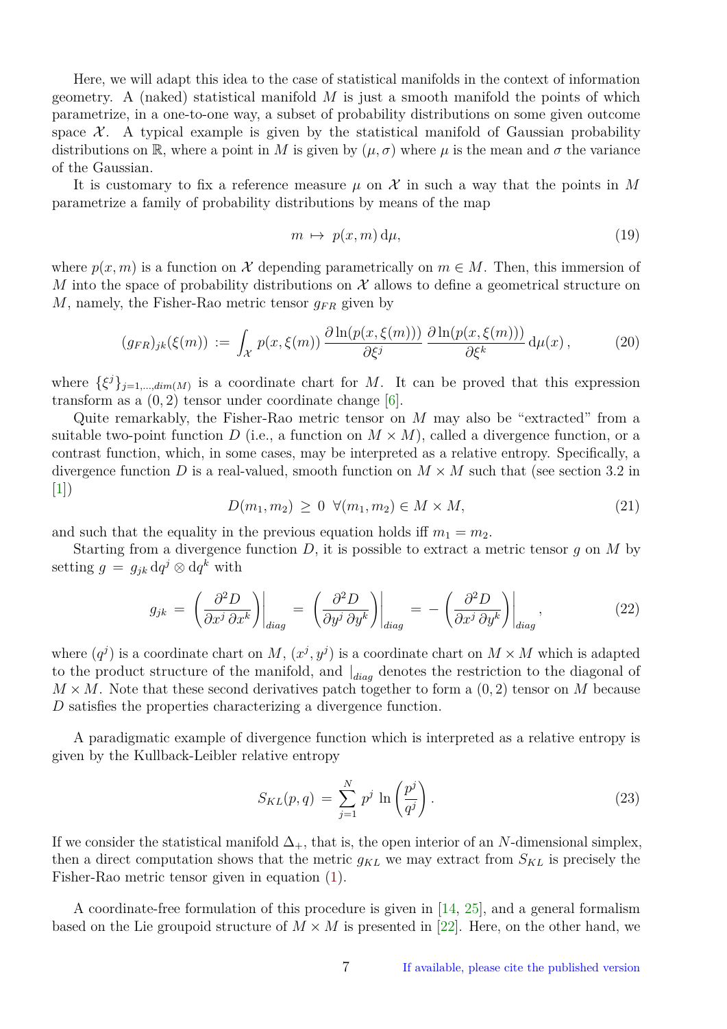Here, we will adapt this idea to the case of statistical manifolds in the context of information geometry. A (naked) statistical manifold $M$ is just a smooth manifold the points of which parametrize, in a one-to-one way, a subset of probability distributions on some given outcome space $\mathcal{X}$. A typical example is given by the statistical manifold of Gaussian probability distributions on $\mathbb{R}$, where a point in $M$ is given by $(\mu, \sigma)$ where $\mu$ is the mean and $\sigma$ the variance of the Gaussian.

It is customary to fix a reference measure $\mu$ on $\mathcal{X}$ in such a way that the points in $M$ parametrize a family of probability distributions by means of the map

$$m \mapsto p(x, m)\,\mathrm{d}\mu, \tag{19}$$

where $p(x, m)$ is a function on $\mathcal{X}$ depending parametrically on $m \in M$. Then, this immersion of $M$ into the space of probability distributions on $\mathcal{X}$ allows to define a geometrical structure on $M$, namely, the Fisher-Rao metric tensor $g_{FR}$ given by

$$(g_{FR})_{jk}(\xi(m)) := \int_{\mathcal{X}} p(x, \xi(m))\, \frac{\partial \ln(p(x, \xi(m)))}{\partial \xi^j}\, \frac{\partial \ln(p(x, \xi(m)))}{\partial \xi^k}\, \mathrm{d}\mu(x)\,, \tag{20}$$

where $\{\xi^j\}_{j=1,\ldots,dim(M)}$ is a coordinate chart for $M$. It can be proved that this expression transform as a $(0,2)$ tensor under coordinate change [6].

Quite remarkably, the Fisher-Rao metric tensor on $M$ may also be "extracted" from a suitable two-point function $D$ (i.e., a function on $M \times M$), called a divergence function, or a contrast function, which, in some cases, may be interpreted as a relative entropy. Specifically, a divergence function $D$ is a real-valued, smooth function on $M \times M$ such that (see section 3.2 in [1])

$$D(m_1, m_2) \geq 0 \;\; \forall (m_1, m_2) \in M \times M, \tag{21}$$

and such that the equality in the previous equation holds iff $m_1 = m_2$.

Starting from a divergence function $D$, it is possible to extract a metric tensor $g$ on $M$ by setting $g = g_{jk}\, \mathrm{d}q^j \otimes \mathrm{d}q^k$ with

$$g_{jk} = \left.\left(\frac{\partial^2 D}{\partial x^j\, \partial x^k}\right)\right|_{diag} = \left.\left(\frac{\partial^2 D}{\partial y^j\, \partial y^k}\right)\right|_{diag} = -\left.\left(\frac{\partial^2 D}{\partial x^j\, \partial y^k}\right)\right|_{diag}, \tag{22}$$

where $(q^j)$ is a coordinate chart on $M$, $(x^j, y^j)$ is a coordinate chart on $M \times M$ which is adapted to the product structure of the manifold, and $|_{diag}$ denotes the restriction to the diagonal of $M \times M$. Note that these second derivatives patch together to form a $(0,2)$ tensor on $M$ because $D$ satisfies the properties characterizing a divergence function.

A paradigmatic example of divergence function which is interpreted as a relative entropy is given by the Kullback-Leibler relative entropy

$$S_{KL}(p, q) = \sum_{j=1}^{N} p^j \, \ln\left(\frac{p^j}{q^j}\right). \tag{23}$$

If we consider the statistical manifold $\Delta_+$, that is, the open interior of an $N$-dimensional simplex, then a direct computation shows that the metric $g_{KL}$ we may extract from $S_{KL}$ is precisely the Fisher-Rao metric tensor given in equation (1).

A coordinate-free formulation of this procedure is given in [14, 25], and a general formalism based on the Lie groupoid structure of $M \times M$ is presented in [22]. Here, on the other hand, we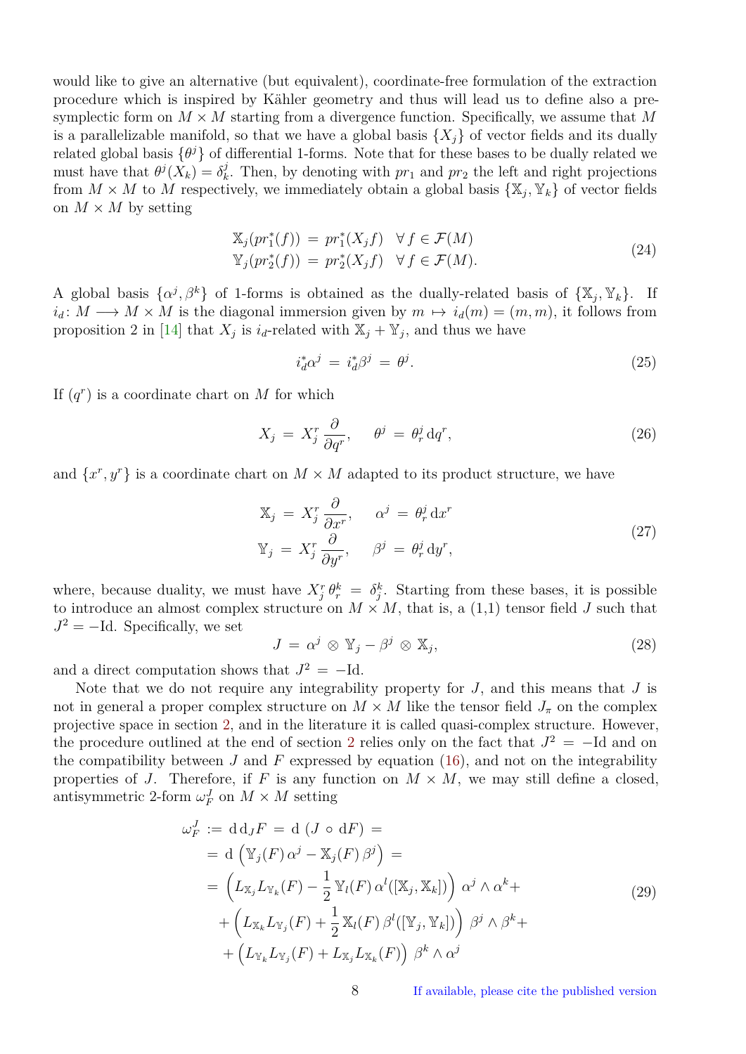would like to give an alternative (but equivalent), coordinate-free formulation of the extraction procedure which is inspired by Kähler geometry and thus will lead us to define also a pre-symplectic form on $M \times M$ starting from a divergence function. Specifically, we assume that $M$ is a parallelizable manifold, so that we have a global basis $\{X_j\}$ of vector fields and its dually related global basis $\{\theta^j\}$ of differential 1-forms. Note that for these bases to be dually related we must have that $\theta^j(X_k) = \delta^j_k$. Then, by denoting with $pr_1$ and $pr_2$ the left and right projections from $M \times M$ to $M$ respectively, we immediately obtain a global basis $\{\mathbb{X}_j, \mathbb{Y}_k\}$ of vector fields on $M \times M$ by setting

$$
\begin{aligned}
\mathbb{X}_j(pr_1^*(f)) \,&=\, pr_1^*(X_j f) \quad \forall\, f \in \mathcal{F}(M) \\
\mathbb{Y}_j(pr_2^*(f)) \,&=\, pr_2^*(X_j f) \quad \forall\, f \in \mathcal{F}(M).
\end{aligned}
\tag{24}
$$

A global basis $\{\alpha^j, \beta^k\}$ of 1-forms is obtained as the dually-related basis of $\{\mathbb{X}_j, \mathbb{Y}_k\}$. If $i_d \colon M \longrightarrow M \times M$ is the diagonal immersion given by $m \mapsto i_d(m) = (m, m)$, it follows from proposition 2 in [14] that $X_j$ is $i_d$-related with $\mathbb{X}_j + \mathbb{Y}_j$, and thus we have

$$
i_d^*\alpha^j \,=\, i_d^*\beta^j \,=\, \theta^j. \tag{25}
$$

If $(q^r)$ is a coordinate chart on $M$ for which

$$
X_j \,=\, X_j^r \,\frac{\partial}{\partial q^r}, \qquad \theta^j \,=\, \theta^j_r \,\mathrm{d}q^r, \tag{26}
$$

and $\{x^r, y^r\}$ is a coordinate chart on $M \times M$ adapted to its product structure, we have

$$
\begin{aligned}
\mathbb{X}_j \,&=\, X_j^r \,\frac{\partial}{\partial x^r}, \qquad \alpha^j \,=\, \theta^j_r \,\mathrm{d}x^r \\
\mathbb{Y}_j \,&=\, X_j^r \,\frac{\partial}{\partial y^r}, \qquad \beta^j \,=\, \theta^j_r \,\mathrm{d}y^r,
\end{aligned}
\tag{27}
$$

where, because duality, we must have $X_j^r\,\theta^k_r \,=\, \delta^k_j$. Starting from these bases, it is possible to introduce an almost complex structure on $M \times M$, that is, a (1,1) tensor field $J$ such that $J^2 = -\mathrm{Id}$. Specifically, we set

$$
J \,=\, \alpha^j \,\otimes\, \mathbb{Y}_j - \beta^j \,\otimes\, \mathbb{X}_j, \tag{28}
$$

and a direct computation shows that $J^2 \,=\, -\mathrm{Id}$.

Note that we do not require any integrability property for $J$, and this means that $J$ is not in general a proper complex structure on $M \times M$ like the tensor field $J_\pi$ on the complex projective space in section 2, and in the literature it is called quasi-complex structure. However, the procedure outlined at the end of section 2 relies only on the fact that $J^2 \,=\, -\mathrm{Id}$ and on the compatibility between $J$ and $F$ expressed by equation (16), and not on the integrability properties of $J$. Therefore, if $F$ is any function on $M \times M$, we may still define a closed, antisymmetric 2-form $\omega_F^J$ on $M \times M$ setting

$$
\begin{aligned}
\omega_F^J \,:=&\, \mathrm{d}\,\mathrm{d}_J F \,=\, \mathrm{d}\,(J \circ \mathrm{d}F) \,= \\
=&\, \mathrm{d}\,\Big(\mathbb{Y}_j(F)\,\alpha^j - \mathbb{X}_j(F)\,\beta^j\Big) \,= \\
=&\, \Big(L_{\mathbb{X}_j} L_{\mathbb{Y}_k}(F) - \frac{1}{2}\,\mathbb{Y}_l(F)\,\alpha^l([\mathbb{X}_j, \mathbb{X}_k])\Big)\,\alpha^j \wedge \alpha^k + \\
&+ \Big(L_{\mathbb{X}_k} L_{\mathbb{Y}_j}(F) + \frac{1}{2}\,\mathbb{X}_l(F)\,\beta^l([\mathbb{Y}_j, \mathbb{Y}_k])\Big)\,\beta^j \wedge \beta^k + \\
&+ \Big(L_{\mathbb{Y}_k} L_{\mathbb{Y}_j}(F) + L_{\mathbb{X}_j} L_{\mathbb{X}_k}(F)\Big)\,\beta^k \wedge \alpha^j
\end{aligned}
\tag{29}
$$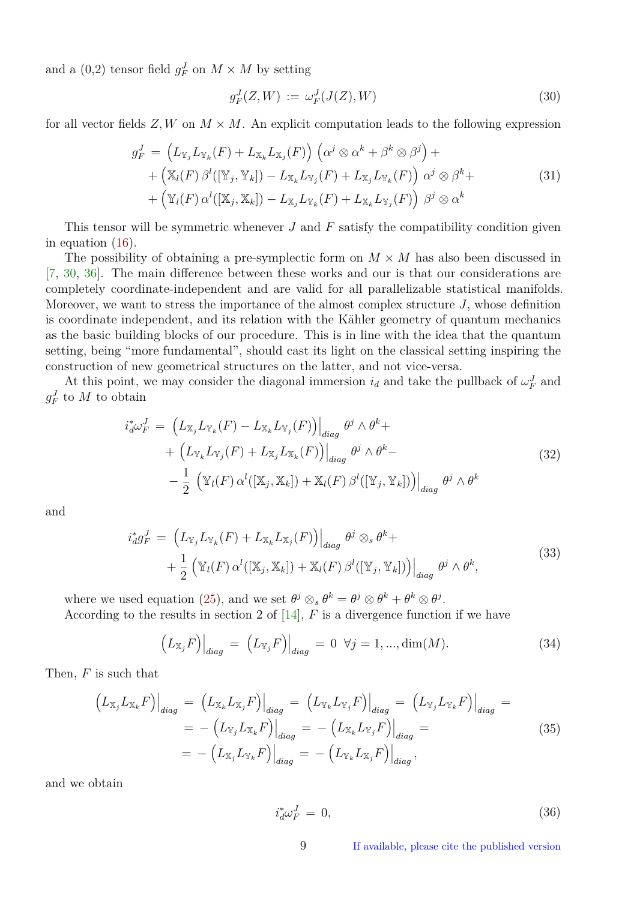and a (0,2) tensor field $g_F^J$ on $M \times M$ by setting

$$g_F^J(Z, W) \,:=\, \omega_F^J(J(Z), W) \tag{30}$$

for all vector fields $Z, W$ on $M \times M$. An explicit computation leads to the following expression

$$\begin{aligned} g_F^J \,=\, & \left(L_{\mathbb{Y}_j} L_{\mathbb{Y}_k}(F) + L_{\mathbb{X}_k} L_{\mathbb{X}_j}(F)\right)\,\left(\alpha^j \otimes \alpha^k + \beta^k \otimes \beta^j\right) + \\ & + \left(\mathbb{X}_l(F)\,\beta^l([\mathbb{Y}_j, \mathbb{Y}_k]) - L_{\mathbb{X}_k} L_{\mathbb{Y}_j}(F) + L_{\mathbb{X}_j} L_{\mathbb{Y}_k}(F)\right)\,\alpha^j \otimes \beta^k + \\ & + \left(\mathbb{Y}_l(F)\,\alpha^l([\mathbb{X}_j, \mathbb{X}_k]) - L_{\mathbb{X}_j} L_{\mathbb{Y}_k}(F) + L_{\mathbb{X}_k} L_{\mathbb{Y}_j}(F)\right)\,\beta^j \otimes \alpha^k \end{aligned} \tag{31}$$

This tensor will be symmetric whenever $J$ and $F$ satisfy the compatibility condition given in equation (16).

The possibility of obtaining a pre-symplectic form on $M \times M$ has also been discussed in [7, 30, 36]. The main difference between these works and our is that our considerations are completely coordinate-independent and are valid for all parallelizable statistical manifolds. Moreover, we want to stress the importance of the almost complex structure $J$, whose definition is coordinate independent, and its relation with the Kähler geometry of quantum mechanics as the basic building blocks of our procedure. This is in line with the idea that the quantum setting, being "more fundamental", should cast its light on the classical setting inspiring the construction of new geometrical structures on the latter, and not vice-versa.

At this point, we may consider the diagonal immersion $i_d$ and take the pullback of $\omega_F^J$ and $g_F^J$ to $M$ to obtain

$$\begin{aligned} i_d^*\omega_F^J \,=\, & \left(L_{\mathbb{X}_j} L_{\mathbb{Y}_k}(F) - L_{\mathbb{X}_k} L_{\mathbb{Y}_j}(F)\right)\Big|_{diag}\,\theta^j \wedge \theta^k + \\ & + \left(L_{\mathbb{Y}_k} L_{\mathbb{Y}_j}(F) + L_{\mathbb{X}_j} L_{\mathbb{X}_k}(F)\right)\Big|_{diag}\,\theta^j \wedge \theta^k - \\ & - \frac{1}{2}\,\left(\mathbb{Y}_l(F)\,\alpha^l([\mathbb{X}_j, \mathbb{X}_k]) + \mathbb{X}_l(F)\,\beta^l([\mathbb{Y}_j, \mathbb{Y}_k])\right)\Big|_{diag}\,\theta^j \wedge \theta^k \end{aligned} \tag{32}$$

and

$$\begin{aligned} i_d^* g_F^J \,=\, & \left(L_{\mathbb{Y}_j} L_{\mathbb{Y}_k}(F) + L_{\mathbb{X}_k} L_{\mathbb{X}_j}(F)\right)\Big|_{diag}\,\theta^j \otimes_s \theta^k + \\ & + \frac{1}{2}\left(\mathbb{Y}_l(F)\,\alpha^l([\mathbb{X}_j, \mathbb{X}_k]) + \mathbb{X}_l(F)\,\beta^l([\mathbb{Y}_j, \mathbb{Y}_k])\right)\Big|_{diag}\,\theta^j \wedge \theta^k, \end{aligned} \tag{33}$$

where we used equation (25), and we set $\theta^j \otimes_s \theta^k = \theta^j \otimes \theta^k + \theta^k \otimes \theta^j$.

According to the results in section 2 of [14], $F$ is a divergence function if we have

$$\left(L_{\mathbb{X}_j} F\right)\Big|_{diag} \,=\, \left(L_{\mathbb{Y}_j} F\right)\Big|_{diag} \,=\, 0 \;\; \forall j = 1, ..., \dim(M). \tag{34}$$

Then, $F$ is such that

$$\begin{aligned} \left(L_{\mathbb{X}_j} L_{\mathbb{X}_k} F\right)\Big|_{diag} \,=\, & \left(L_{\mathbb{X}_k} L_{\mathbb{X}_j} F\right)\Big|_{diag} \,=\, \left(L_{\mathbb{Y}_k} L_{\mathbb{Y}_j} F\right)\Big|_{diag} \,=\, \left(L_{\mathbb{Y}_j} L_{\mathbb{Y}_k} F\right)\Big|_{diag} \,= \\ =\, & -\left(L_{\mathbb{Y}_j} L_{\mathbb{X}_k} F\right)\Big|_{diag} \,=\, -\left(L_{\mathbb{X}_k} L_{\mathbb{Y}_j} F\right)\Big|_{diag} \,= \\ =\, & -\left(L_{\mathbb{X}_j} L_{\mathbb{Y}_k} F\right)\Big|_{diag} \,=\, -\left(L_{\mathbb{Y}_k} L_{\mathbb{X}_j} F\right)\Big|_{diag}, \end{aligned} \tag{35}$$

and we obtain

$$i_d^*\omega_F^J \,=\, 0, \tag{36}$$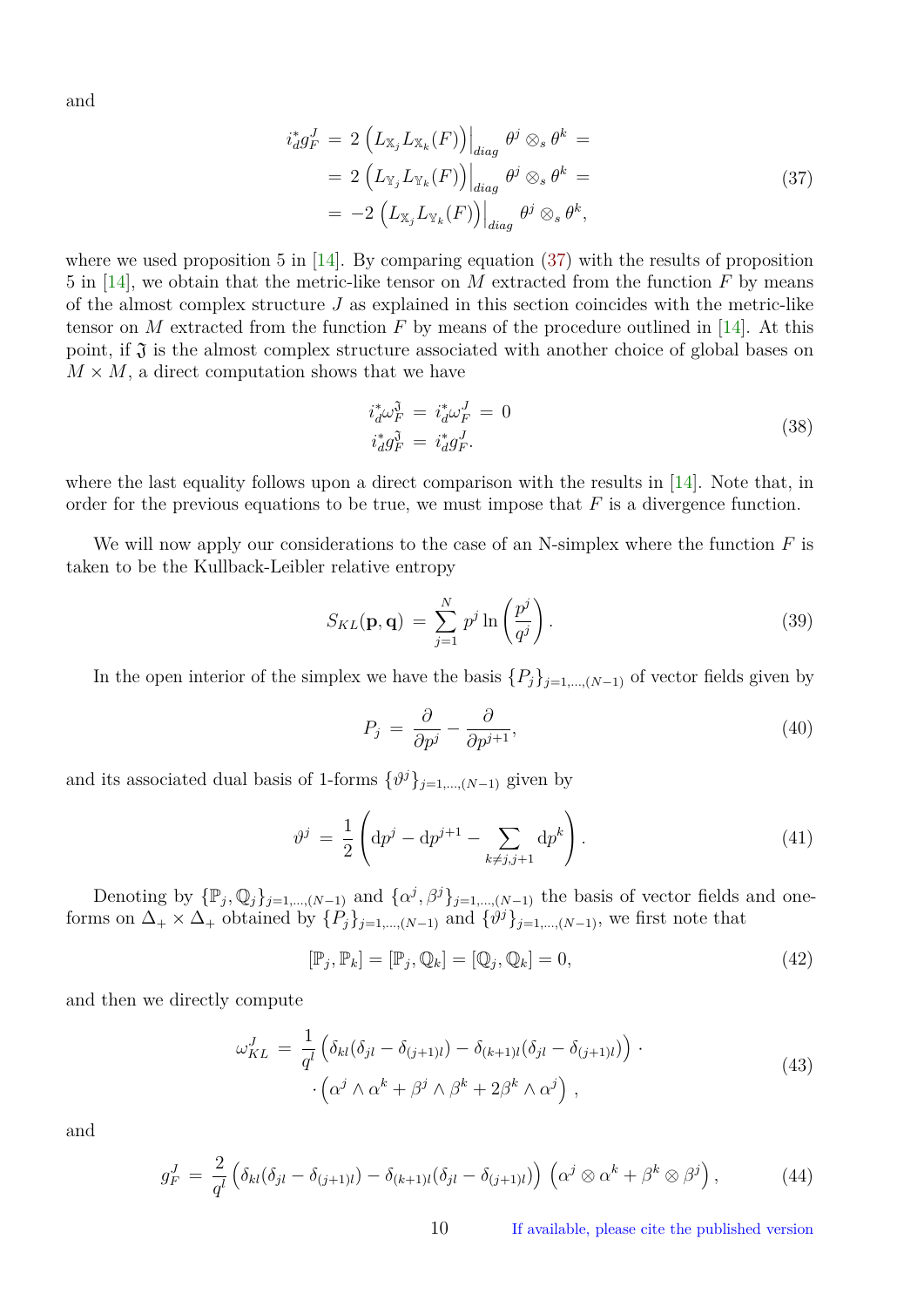and

$$
\begin{aligned}
i_d^* g_F^J \,&=\, 2\left(L_{\mathbb{X}_j} L_{\mathbb{X}_k}(F)\right)\Big|_{diag}\, \theta^j \otimes_s \theta^k \,= \\
&=\, 2\left(L_{\mathbb{Y}_j} L_{\mathbb{Y}_k}(F)\right)\Big|_{diag}\, \theta^j \otimes_s \theta^k \,= \\
&=\, -2\left(L_{\mathbb{X}_j} L_{\mathbb{Y}_k}(F)\right)\Big|_{diag}\, \theta^j \otimes_s \theta^k,
\end{aligned}
\tag{37}
$$

where we used proposition 5 in [14]. By comparing equation (37) with the results of proposition 5 in [14], we obtain that the metric-like tensor on $M$ extracted from the function $F$ by means of the almost complex structure $J$ as explained in this section coincides with the metric-like tensor on $M$ extracted from the function $F$ by means of the procedure outlined in [14]. At this point, if $\mathfrak{J}$ is the almost complex structure associated with another choice of global bases on $M \times M$, a direct computation shows that we have

$$
\begin{aligned}
i_d^* \omega_F^{\mathfrak{J}} \,&=\, i_d^* \omega_F^J \,=\, 0 \\
i_d^* g_F^{\mathfrak{J}} \,&=\, i_d^* g_F^J .
\end{aligned}
\tag{38}
$$

where the last equality follows upon a direct comparison with the results in [14]. Note that, in order for the previous equations to be true, we must impose that $F$ is a divergence function.

We will now apply our considerations to the case of an N-simplex where the function $F$ is taken to be the Kullback-Leibler relative entropy

$$
S_{KL}(\mathbf{p},\mathbf{q}) \,=\, \sum_{j=1}^{N} p^j \ln\left(\frac{p^j}{q^j}\right). \tag{39}
$$

In the open interior of the simplex we have the basis $\{P_j\}_{j=1,\dots,(N-1)}$ of vector fields given by

$$
P_j \,=\, \frac{\partial}{\partial p^j} - \frac{\partial}{\partial p^{j+1}}, \tag{40}
$$

and its associated dual basis of 1-forms $\{\vartheta^j\}_{j=1,\dots,(N-1)}$ given by

$$
\vartheta^j \,=\, \frac{1}{2}\left(\mathrm{d}p^j - \mathrm{d}p^{j+1} - \sum_{k\neq j,j+1} \mathrm{d}p^k\right). \tag{41}
$$

Denoting by $\{\mathbb{P}_j, \mathbb{Q}_j\}_{j=1,\dots,(N-1)}$ and $\{\alpha^j, \beta^j\}_{j=1,\dots,(N-1)}$ the basis of vector fields and one-forms on $\Delta_+ \times \Delta_+$ obtained by $\{P_j\}_{j=1,\dots,(N-1)}$ and $\{\vartheta^j\}_{j=1,\dots,(N-1)}$, we first note that

$$
[\mathbb{P}_j, \mathbb{P}_k] = [\mathbb{P}_j, \mathbb{Q}_k] = [\mathbb{Q}_j, \mathbb{Q}_k] = 0, \tag{42}
$$

and then we directly compute

$$
\begin{aligned}
\omega_{KL}^J \,=\, \frac{1}{q^l}&\left(\delta_{kl}(\delta_{jl} - \delta_{(j+1)l}) - \delta_{(k+1)l}(\delta_{jl} - \delta_{(j+1)l})\right)\cdot \\
&\cdot\left(\alpha^j \wedge \alpha^k + \beta^j \wedge \beta^k + 2\beta^k \wedge \alpha^j\right),
\end{aligned}
\tag{43}
$$

and

$$
g_F^J \,=\, \frac{2}{q^l}\left(\delta_{kl}(\delta_{jl} - \delta_{(j+1)l}) - \delta_{(k+1)l}(\delta_{jl} - \delta_{(j+1)l})\right)\left(\alpha^j \otimes \alpha^k + \beta^k \otimes \beta^j\right), \tag{44}
$$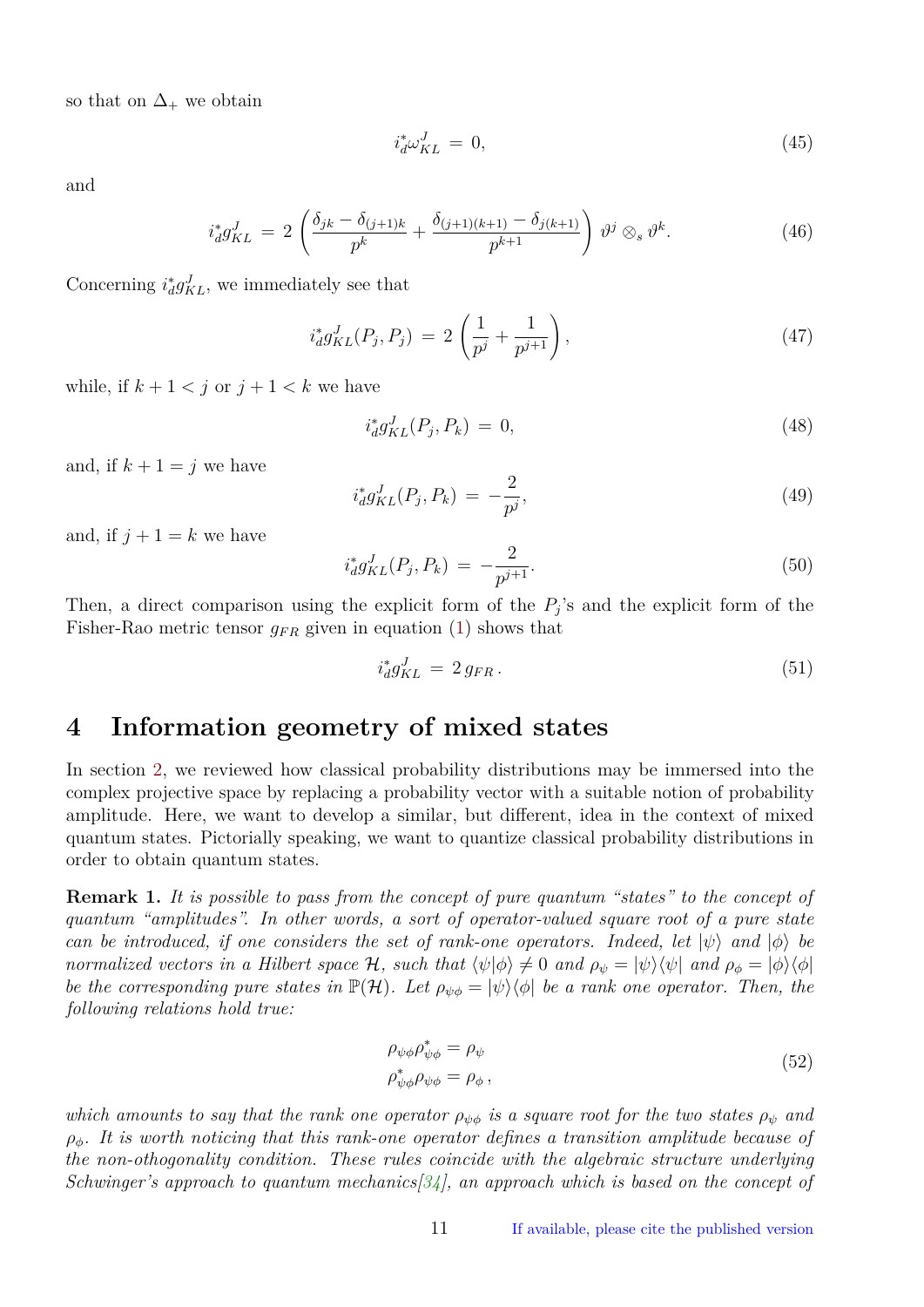so that on $\Delta_+$ we obtain

$$
i_d^* \omega_{KL}^J \,=\, 0, \tag{45}
$$

and

$$
i_d^* g_{KL}^J \,=\, 2\left(\frac{\delta_{jk} - \delta_{(j+1)k}}{p^k} + \frac{\delta_{(j+1)(k+1)} - \delta_{j(k+1)}}{p^{k+1}}\right) \vartheta^j \otimes_s \vartheta^k. \tag{46}
$$

Concerning $i_d^* g_{KL}^J$, we immediately see that

$$
i_d^* g_{KL}^J(P_j, P_j) \,=\, 2\left(\frac{1}{p^j} + \frac{1}{p^{j+1}}\right), \tag{47}
$$

while, if $k+1 < j$ or $j+1 < k$ we have

$$
i_d^* g_{KL}^J(P_j, P_k) \,=\, 0, \tag{48}
$$

and, if $k+1 = j$ we have

$$
i_d^* g_{KL}^J(P_j, P_k) \,=\, -\frac{2}{p^j}, \tag{49}
$$

and, if $j+1 = k$ we have

$$
i_d^* g_{KL}^J(P_j, P_k) \,=\, -\frac{2}{p^{j+1}}. \tag{50}
$$

Then, a direct comparison using the explicit form of the $P_j$'s and the explicit form of the Fisher-Rao metric tensor $g_{FR}$ given in equation (1) shows that

$$
i_d^* g_{KL}^J \,=\, 2\, g_{FR}\,. \tag{51}
$$

# 4 Information geometry of mixed states

In section 2, we reviewed how classical probability distributions may be immersed into the complex projective space by replacing a probability vector with a suitable notion of probability amplitude. Here, we want to develop a similar, but different, idea in the context of mixed quantum states. Pictorially speaking, we want to quantize classical probability distributions in order to obtain quantum states.

**Remark 1.** *It is possible to pass from the concept of pure quantum "states" to the concept of quantum "amplitudes". In other words, a sort of operator-valued square root of a pure state can be introduced, if one considers the set of rank-one operators. Indeed, let $|\psi\rangle$ and $|\phi\rangle$ be normalized vectors in a Hilbert space $\mathcal{H}$, such that $\langle\psi|\phi\rangle \neq 0$ and $\rho_\psi = |\psi\rangle\langle\psi|$ and $\rho_\phi = |\phi\rangle\langle\phi|$ be the corresponding pure states in $\mathbb{P}(\mathcal{H})$. Let $\rho_{\psi\phi} = |\psi\rangle\langle\phi|$ be a rank one operator. Then, the following relations hold true:*

$$
\begin{aligned}
\rho_{\psi\phi}\rho_{\psi\phi}^* &= \rho_\psi \\
\rho_{\psi\phi}^*\rho_{\psi\phi} &= \rho_\phi\,,
\end{aligned} \tag{52}
$$

*which amounts to say that the rank one operator $\rho_{\psi\phi}$ is a square root for the two states $\rho_\psi$ and $\rho_\phi$. It is worth noticing that this rank-one operator defines a transition amplitude because of the non-othogonality condition. These rules coincide with the algebraic structure underlying Schwinger's approach to quantum mechanics[34], an approach which is based on the concept of*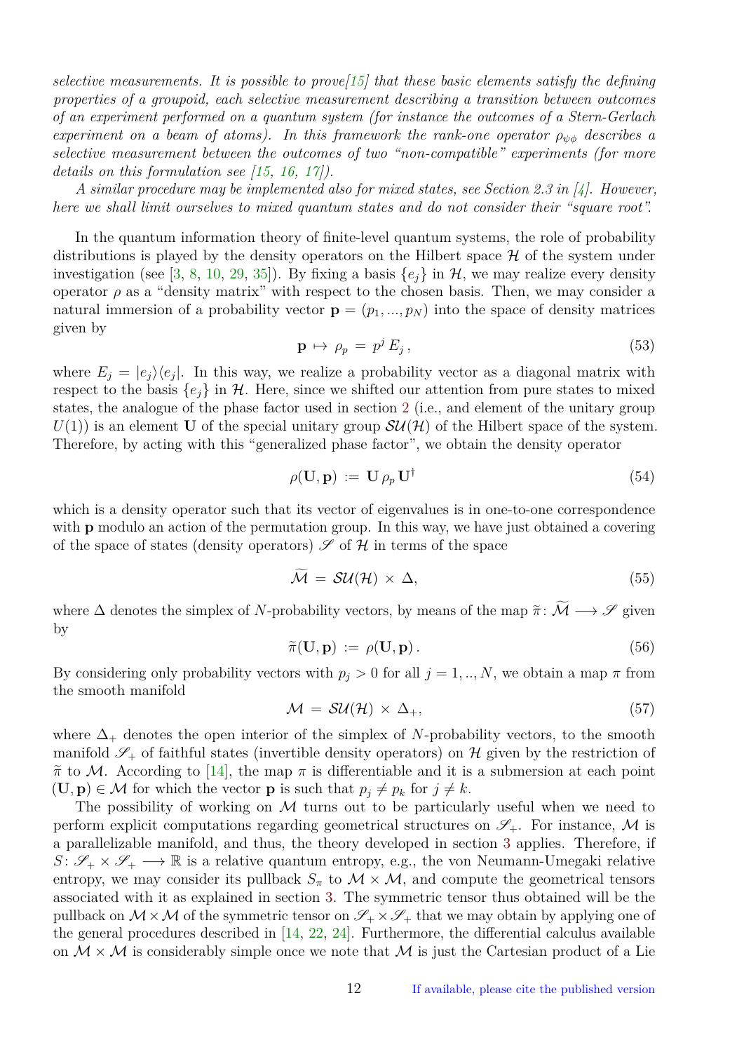*selective measurements. It is possible to prove[15] that these basic elements satisfy the defining properties of a groupoid, each selective measurement describing a transition between outcomes of an experiment performed on a quantum system (for instance the outcomes of a Stern-Gerlach experiment on a beam of atoms). In this framework the rank-one operator $\rho_{\psi\phi}$ describes a selective measurement between the outcomes of two "non-compatible" experiments (for more details on this formulation see [15, 16, 17]).*

*A similar procedure may be implemented also for mixed states, see Section 2.3 in [4]. However, here we shall limit ourselves to mixed quantum states and do not consider their "square root".*

In the quantum information theory of finite-level quantum systems, the role of probability distributions is played by the density operators on the Hilbert space $\mathcal{H}$ of the system under investigation (see [3, 8, 10, 29, 35]). By fixing a basis $\{e_j\}$ in $\mathcal{H}$, we may realize every density operator $\rho$ as a "density matrix" with respect to the chosen basis. Then, we may consider a natural immersion of a probability vector $\mathbf{p} = (p_1, ..., p_N)$ into the space of density matrices given by

$$\mathbf{p} \mapsto \rho_p = p^j E_j \,, \tag{53}$$

where $E_j = |e_j\rangle\langle e_j|$. In this way, we realize a probability vector as a diagonal matrix with respect to the basis $\{e_j\}$ in $\mathcal{H}$. Here, since we shifted our attention from pure states to mixed states, the analogue of the phase factor used in section 2 (i.e., and element of the unitary group $U(1)$) is an element $\mathbf{U}$ of the special unitary group $\mathcal{SU}(\mathcal{H})$ of the Hilbert space of the system. Therefore, by acting with this "generalized phase factor", we obtain the density operator

$$\rho(\mathbf{U}, \mathbf{p}) := \mathbf{U}\, \rho_p\, \mathbf{U}^\dagger \tag{54}$$

which is a density operator such that its vector of eigenvalues is in one-to-one correspondence with $\mathbf{p}$ modulo an action of the permutation group. In this way, we have just obtained a covering of the space of states (density operators) $\mathscr{S}$ of $\mathcal{H}$ in terms of the space

$$\widetilde{\mathcal{M}} = \mathcal{SU}(\mathcal{H}) \times \Delta, \tag{55}$$

where $\Delta$ denotes the simplex of $N$-probability vectors, by means of the map $\widetilde{\pi} \colon \widetilde{\mathcal{M}} \longrightarrow \mathscr{S}$ given by

$$\widetilde{\pi}(\mathbf{U}, \mathbf{p}) := \rho(\mathbf{U}, \mathbf{p}) \,. \tag{56}$$

By considering only probability vectors with $p_j > 0$ for all $j = 1, .., N$, we obtain a map $\pi$ from the smooth manifold

$$\mathcal{M} = \mathcal{SU}(\mathcal{H}) \times \Delta_+, \tag{57}$$

where $\Delta_+$ denotes the open interior of the simplex of $N$-probability vectors, to the smooth manifold $\mathscr{S}_+$ of faithful states (invertible density operators) on $\mathcal{H}$ given by the restriction of $\widetilde{\pi}$ to $\mathcal{M}$. According to [14], the map $\pi$ is differentiable and it is a submersion at each point $(\mathbf{U}, \mathbf{p}) \in \mathcal{M}$ for which the vector $\mathbf{p}$ is such that $p_j \neq p_k$ for $j \neq k$.

The possibility of working on $\mathcal{M}$ turns out to be particularly useful when we need to perform explicit computations regarding geometrical structures on $\mathscr{S}_+$. For instance, $\mathcal{M}$ is a parallelizable manifold, and thus, the theory developed in section 3 applies. Therefore, if $S \colon \mathscr{S}_+ \times \mathscr{S}_+ \longrightarrow \mathbb{R}$ is a relative quantum entropy, e.g., the von Neumann-Umegaki relative entropy, we may consider its pullback $S_\pi$ to $\mathcal{M} \times \mathcal{M}$, and compute the geometrical tensors associated with it as explained in section 3. The symmetric tensor thus obtained will be the pullback on $\mathcal{M} \times \mathcal{M}$ of the symmetric tensor on $\mathscr{S}_+ \times \mathscr{S}_+$ that we may obtain by applying one of the general procedures described in [14, 22, 24]. Furthermore, the differential calculus available on $\mathcal{M} \times \mathcal{M}$ is considerably simple once we note that $\mathcal{M}$ is just the Cartesian product of a Lie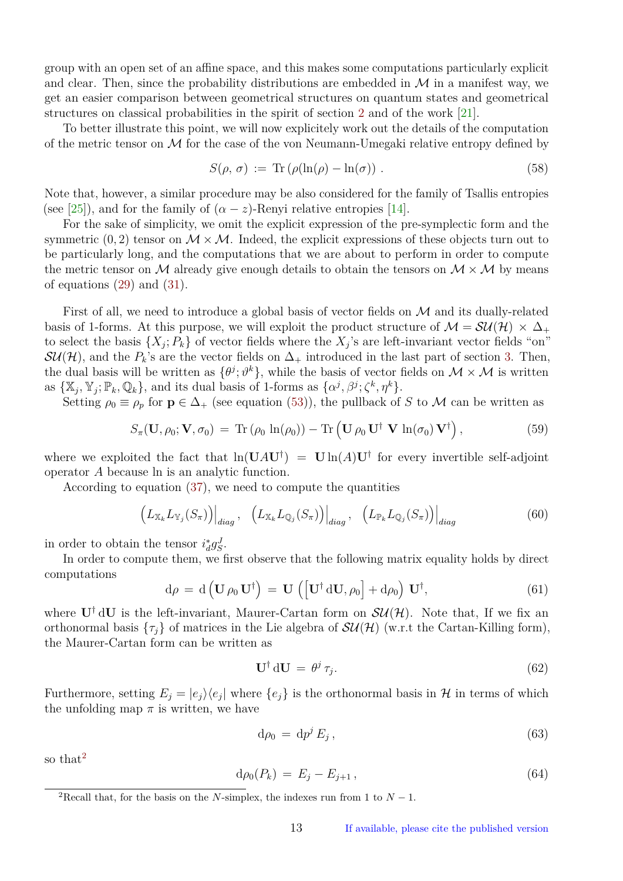group with an open set of an affine space, and this makes some computations particularly explicit and clear. Then, since the probability distributions are embedded in $\mathcal{M}$ in a manifest way, we get an easier comparison between geometrical structures on quantum states and geometrical structures on classical probabilities in the spirit of section 2 and of the work [21].

To better illustrate this point, we will now explicitely work out the details of the computation of the metric tensor on $\mathcal{M}$ for the case of the von Neumann-Umegaki relative entropy defined by

$$
S(\rho,\,\sigma) \,:=\, \mathrm{Tr}\left(\rho(\ln(\rho) - \ln(\sigma))\right)\,. \tag{58}
$$

Note that, however, a similar procedure may be also considered for the family of Tsallis entropies (see [25]), and for the family of $(\alpha - z)$-Renyi relative entropies [14].

For the sake of simplicity, we omit the explicit expression of the pre-symplectic form and the symmetric $(0,2)$ tensor on $\mathcal{M}\times\mathcal{M}$. Indeed, the explicit expressions of these objects turn out to be particularly long, and the computations that we are about to perform in order to compute the metric tensor on $\mathcal{M}$ already give enough details to obtain the tensors on $\mathcal{M}\times\mathcal{M}$ by means of equations (29) and (31).

First of all, we need to introduce a global basis of vector fields on $\mathcal{M}$ and its dually-related basis of 1-forms. At this purpose, we will exploit the product structure of $\mathcal{M} = \mathcal{SU}(\mathcal{H})\,\times\,\Delta_+$ to select the basis $\{X_j; P_k\}$ of vector fields where the $X_j$'s are left-invariant vector fields "on" $\mathcal{SU}(\mathcal{H})$, and the $P_k$'s are the vector fields on $\Delta_+$ introduced in the last part of section 3. Then, the dual basis will be written as $\{\theta^j;\vartheta^k\}$, while the basis of vector fields on $\mathcal{M}\times\mathcal{M}$ is written as $\{\mathbb{X}_j,\mathbb{Y}_j;\mathbb{P}_k,\mathbb{Q}_k\}$, and its dual basis of 1-forms as $\{\alpha^j,\beta^j;\zeta^k,\eta^k\}$.

Setting $\rho_0\equiv\rho_p$ for $\mathbf{p}\in\Delta_+$ (see equation (53)), the pullback of $S$ to $\mathcal{M}$ can be written as

$$
S_\pi(\mathbf{U},\rho_0;\mathbf{V},\sigma_0) \,=\, \mathrm{Tr}\left(\rho_0\,\ln(\rho_0)\right) - \mathrm{Tr}\left(\mathbf{U}\,\rho_0\,\mathbf{U}^\dagger\;\mathbf{V}\,\ln(\sigma_0)\,\mathbf{V}^\dagger\right), \tag{59}
$$

where we exploited the fact that $\ln(\mathbf{U}A\mathbf{U}^\dagger) \,=\, \mathbf{U}\ln(A)\mathbf{U}^\dagger$ for every invertible self-adjoint operator $A$ because ln is an analytic function.

According to equation (37), we need to compute the quantities

$$
\left(L_{\mathbb{X}_k}L_{\mathbb{Y}_j}(S_\pi)\right)\Big|_{diag},\quad \left(L_{\mathbb{X}_k}L_{\mathbb{Q}_j}(S_\pi)\right)\Big|_{diag},\quad \left(L_{\mathbb{P}_k}L_{\mathbb{Q}_j}(S_\pi)\right)\Big|_{diag} \tag{60}
$$

in order to obtain the tensor $i_d^* g_S^J$.

In order to compute them, we first observe that the following matrix equality holds by direct computations

$$
\mathrm{d}\rho \,=\, \mathrm{d}\left(\mathbf{U}\,\rho_0\,\mathbf{U}^\dagger\right) \,=\, \mathbf{U}\,\left(\left[\mathbf{U}^\dagger\,\mathrm{d}\mathbf{U},\rho_0\right] + \mathrm{d}\rho_0\right)\,\mathbf{U}^\dagger, \tag{61}
$$

where $\mathbf{U}^\dagger\,\mathrm{d}\mathbf{U}$ is the left-invariant, Maurer-Cartan form on $\mathcal{SU}(\mathcal{H})$. Note that, If we fix an orthonormal basis $\{\tau_j\}$ of matrices in the Lie algebra of $\mathcal{SU}(\mathcal{H})$ (w.r.t the Cartan-Killing form), the Maurer-Cartan form can be written as

$$
\mathbf{U}^\dagger\,\mathrm{d}\mathbf{U} \,=\, \theta^j\,\tau_j. \tag{62}
$$

Furthermore, setting $E_j = |e_j\rangle\langle e_j|$ where $\{e_j\}$ is the orthonormal basis in $\mathcal{H}$ in terms of which the unfolding map $\pi$ is written, we have

$$
\mathrm{d}\rho_0 \,=\, \mathrm{d}p^j\,E_j\,, \tag{63}
$$

so that[2]

$$
\mathrm{d}\rho_0(P_k) \,=\, E_j - E_{j+1}\,, \tag{64}
$$

[2]Recall that, for the basis on the $N$-simplex, the indexes run from 1 to $N-1$.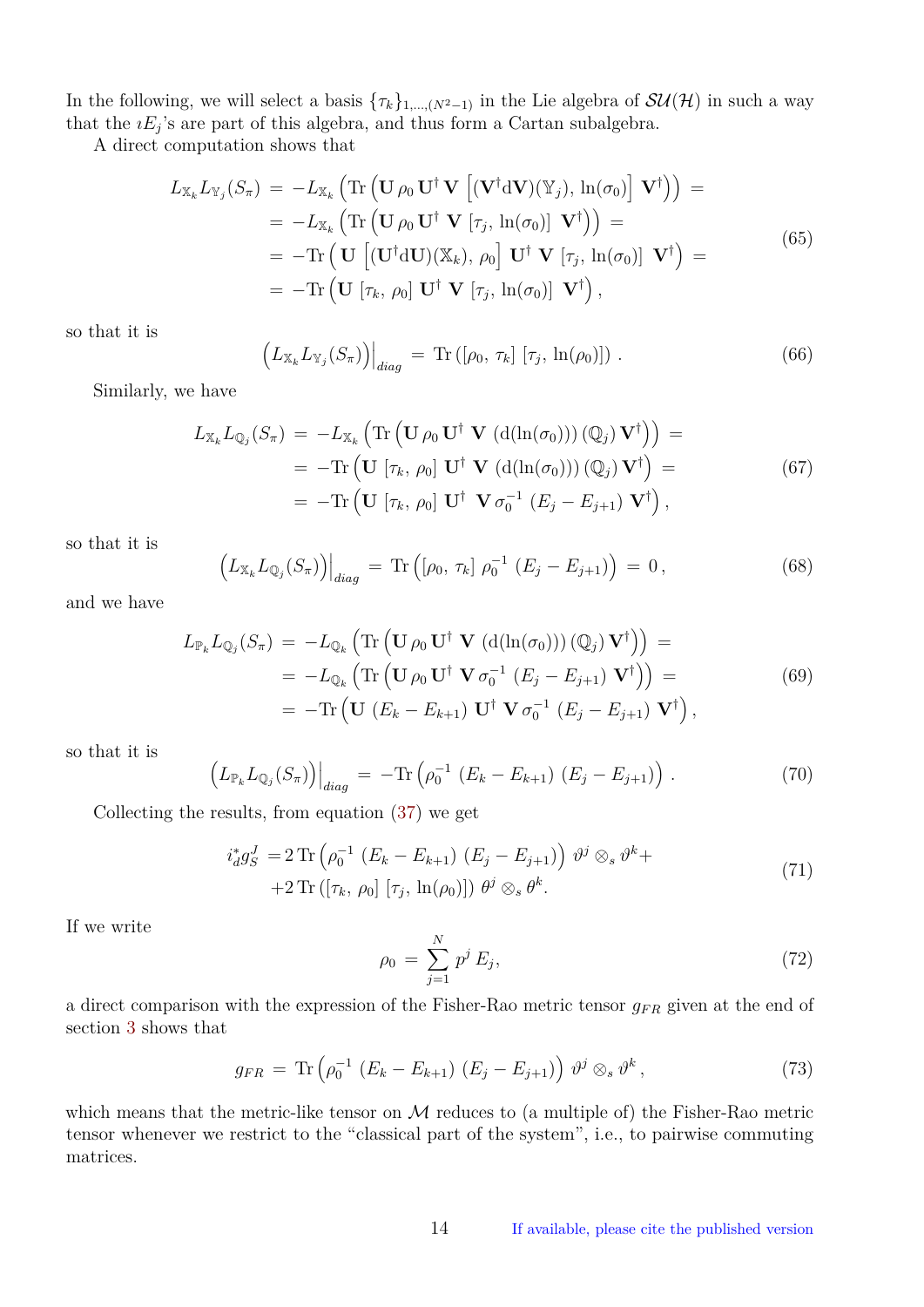In the following, we will select a basis $\{\tau_k\}_{1,\ldots,(N^2-1)}$ in the Lie algebra of $\mathcal{SU}(\mathcal{H})$ in such a way that the $\imath E_j$'s are part of this algebra, and thus form a Cartan subalgebra.

A direct computation shows that

$$
\begin{aligned}
L_{\mathbb{X}_k} L_{\mathbb{Y}_j}(S_\pi) \,&=\, -L_{\mathbb{X}_k}\left(\mathrm{Tr}\left(\mathbf{U}\,\rho_0\,\mathbf{U}^\dagger\,\mathbf{V}\,\left[(\mathbf{V}^\dagger \mathrm{d}\mathbf{V})(\mathbb{Y}_j),\,\ln(\sigma_0)\right]\,\mathbf{V}^\dagger\right)\right) \,= \\
&=\, -L_{\mathbb{X}_k}\left(\mathrm{Tr}\left(\mathbf{U}\,\rho_0\,\mathbf{U}^\dagger\,\mathbf{V}\,[\tau_j,\,\ln(\sigma_0)]\,\mathbf{V}^\dagger\right)\right) \,= \\
&=\, -\mathrm{Tr}\left(\mathbf{U}\,\left[(\mathbf{U}^\dagger \mathrm{d}\mathbf{U})(\mathbb{X}_k),\,\rho_0\right]\,\mathbf{U}^\dagger\,\mathbf{V}\,[\tau_j,\,\ln(\sigma_0)]\,\mathbf{V}^\dagger\right) \,= \\
&=\, -\mathrm{Tr}\left(\mathbf{U}\,[\tau_k,\,\rho_0]\,\mathbf{U}^\dagger\,\mathbf{V}\,[\tau_j,\,\ln(\sigma_0)]\,\mathbf{V}^\dagger\right),
\end{aligned}
\tag{65}
$$

so that it is

$$
\left(L_{\mathbb{X}_k} L_{\mathbb{Y}_j}(S_\pi)\right)\Big|_{diag} \,=\, \mathrm{Tr}\left([\rho_0,\,\tau_k]\,[\tau_j,\,\ln(\rho_0)]\right)\,. \tag{66}
$$

Similarly, we have

$$
\begin{aligned}
L_{\mathbb{X}_k} L_{\mathbb{Q}_j}(S_\pi) \,&=\, -L_{\mathbb{X}_k}\left(\mathrm{Tr}\left(\mathbf{U}\,\rho_0\,\mathbf{U}^\dagger\,\mathbf{V}\,\left(\mathrm{d}(\ln(\sigma_0))\right)(\mathbb{Q}_j)\,\mathbf{V}^\dagger\right)\right) \,= \\
&=\, -\mathrm{Tr}\left(\mathbf{U}\,[\tau_k,\,\rho_0]\,\mathbf{U}^\dagger\,\mathbf{V}\,\left(\mathrm{d}(\ln(\sigma_0))\right)(\mathbb{Q}_j)\,\mathbf{V}^\dagger\right) \,= \\
&=\, -\mathrm{Tr}\left(\mathbf{U}\,[\tau_k,\,\rho_0]\,\mathbf{U}^\dagger\,\mathbf{V}\,\sigma_0^{-1}\,(E_j - E_{j+1})\,\mathbf{V}^\dagger\right),
\end{aligned}
\tag{67}
$$

so that it is

$$
\left(L_{\mathbb{X}_k} L_{\mathbb{Q}_j}(S_\pi)\right)\Big|_{diag} \,=\, \mathrm{Tr}\left([\rho_0,\,\tau_k]\,\rho_0^{-1}\,(E_j - E_{j+1})\right) \,=\, 0\,, \tag{68}
$$

and we have

$$
\begin{aligned}
L_{\mathbb{P}_k} L_{\mathbb{Q}_j}(S_\pi) \,&=\, -L_{\mathbb{Q}_k}\left(\mathrm{Tr}\left(\mathbf{U}\,\rho_0\,\mathbf{U}^\dagger\,\mathbf{V}\,\left(\mathrm{d}(\ln(\sigma_0))\right)(\mathbb{Q}_j)\,\mathbf{V}^\dagger\right)\right) \,= \\
&=\, -L_{\mathbb{Q}_k}\left(\mathrm{Tr}\left(\mathbf{U}\,\rho_0\,\mathbf{U}^\dagger\,\mathbf{V}\,\sigma_0^{-1}\,(E_j - E_{j+1})\,\mathbf{V}^\dagger\right)\right) \,= \\
&=\, -\mathrm{Tr}\left(\mathbf{U}\,(E_k - E_{k+1})\,\mathbf{U}^\dagger\,\mathbf{V}\,\sigma_0^{-1}\,(E_j - E_{j+1})\,\mathbf{V}^\dagger\right),
\end{aligned}
\tag{69}
$$

so that it is

$$
\left(L_{\mathbb{P}_k} L_{\mathbb{Q}_j}(S_\pi)\right)\Big|_{diag} \,=\, -\mathrm{Tr}\left(\rho_0^{-1}\,(E_k - E_{k+1})\,(E_j - E_{j+1})\right)\,. \tag{70}
$$

Collecting the results, from equation (37) we get

$$
\begin{aligned}
i_d^* g_S^J \,=&\, 2\,\mathrm{Tr}\left(\rho_0^{-1}\,(E_k - E_{k+1})\,(E_j - E_{j+1})\right)\,\vartheta^j \otimes_s \vartheta^k + \\
&+ 2\,\mathrm{Tr}\left([\tau_k,\,\rho_0]\,[\tau_j,\,\ln(\rho_0)]\right)\,\theta^j \otimes_s \theta^k.
\end{aligned}
\tag{71}
$$

If we write

$$
\rho_0 \,=\, \sum_{j=1}^{N} p^j\,E_j, \tag{72}
$$

a direct comparison with the expression of the Fisher-Rao metric tensor $g_{FR}$ given at the end of section 3 shows that

$$
g_{FR} \,=\, \mathrm{Tr}\left(\rho_0^{-1}\,(E_k - E_{k+1})\,(E_j - E_{j+1})\right)\,\vartheta^j \otimes_s \vartheta^k\,, \tag{73}
$$

which means that the metric-like tensor on $\mathcal{M}$ reduces to (a multiple of) the Fisher-Rao metric tensor whenever we restrict to the "classical part of the system", i.e., to pairwise commuting matrices.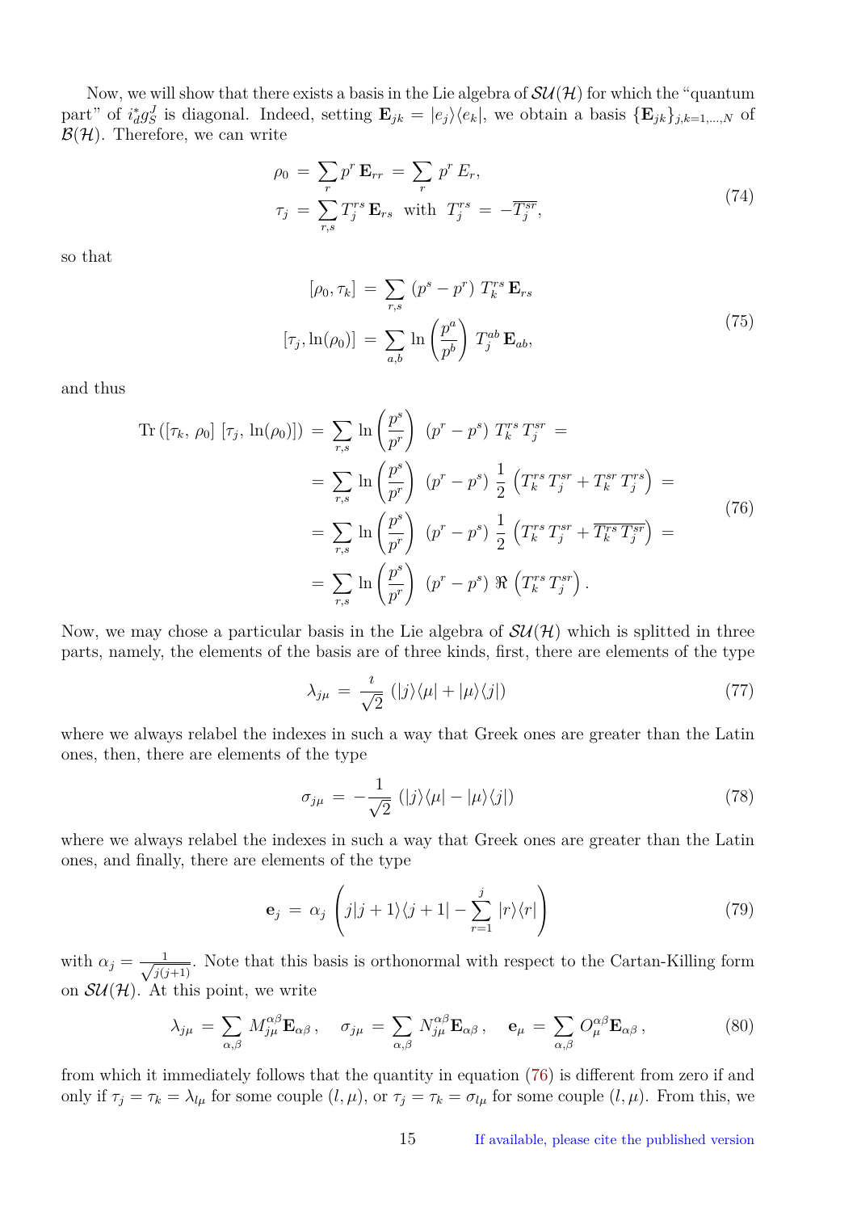Now, we will show that there exists a basis in the Lie algebra of $\mathcal{SU}(\mathcal{H})$ for which the "quantum part" of $i_d^* g_S^J$ is diagonal. Indeed, setting $\mathbf{E}_{jk} = |e_j\rangle\langle e_k|$, we obtain a basis $\{\mathbf{E}_{jk}\}_{j,k=1,\ldots,N}$ of $\mathcal{B}(\mathcal{H})$. Therefore, we can write

$$
\begin{aligned}
\rho_0 \,&=\, \sum_r p^r\,\mathbf{E}_{rr} \,=\, \sum_r\, p^r\, E_r, \\
\tau_j \,&=\, \sum_{r,s} T_j^{rs}\,\mathbf{E}_{rs} \;\text{ with }\; T_j^{rs} \,=\, -\overline{T_j^{sr}},
\end{aligned}
\tag{74}
$$

so that

$$
\begin{aligned}
[\rho_0, \tau_k] \,&=\, \sum_{r,s}\,(p^s - p^r)\; T_k^{rs}\,\mathbf{E}_{rs} \\
[\tau_j, \ln(\rho_0)] \,&=\, \sum_{a,b}\,\ln\left(\frac{p^a}{p^b}\right)\; T_j^{ab}\,\mathbf{E}_{ab},
\end{aligned}
\tag{75}
$$

and thus

$$
\begin{aligned}
\mathrm{Tr}\left([\tau_k,\,\rho_0]\;[\tau_j,\,\ln(\rho_0)]\right) \,&=\, \sum_{r,s}\,\ln\left(\frac{p^s}{p^r}\right)\;(p^r - p^s)\;T_k^{rs}\,T_j^{sr} \,= \\
&=\, \sum_{r,s}\,\ln\left(\frac{p^s}{p^r}\right)\;(p^r - p^s)\;\frac{1}{2}\,\left(T_k^{rs}\,T_j^{sr} + T_k^{sr}\,T_j^{rs}\right) \,= \\
&=\, \sum_{r,s}\,\ln\left(\frac{p^s}{p^r}\right)\;(p^r - p^s)\;\frac{1}{2}\,\left(T_k^{rs}\,T_j^{sr} + \overline{T_k^{rs}\,T_j^{sr}}\right) \,= \\
&=\, \sum_{r,s}\,\ln\left(\frac{p^s}{p^r}\right)\;(p^r - p^s)\;\Re\,\left(T_k^{rs}\,T_j^{sr}\right).
\end{aligned}
\tag{76}
$$

Now, we may chose a particular basis in the Lie algebra of $\mathcal{SU}(\mathcal{H})$ which is splitted in three parts, namely, the elements of the basis are of three kinds, first, there are elements of the type

$$
\lambda_{j\mu} \,=\, \frac{\imath}{\sqrt{2}}\;(|j\rangle\langle\mu| + |\mu\rangle\langle j|)
\tag{77}
$$

where we always relabel the indexes in such a way that Greek ones are greater than the Latin ones, then, there are elements of the type

$$
\sigma_{j\mu} \,=\, -\frac{1}{\sqrt{2}}\;(|j\rangle\langle\mu| - |\mu\rangle\langle j|)
\tag{78}
$$

where we always relabel the indexes in such a way that Greek ones are greater than the Latin ones, and finally, there are elements of the type

$$
\mathbf{e}_j \,=\, \alpha_j\,\left(j|j+1\rangle\langle j+1| - \sum_{r=1}^{j}\,|r\rangle\langle r|\right)
\tag{79}
$$

with $\alpha_j = \frac{1}{\sqrt{j(j+1)}}$. Note that this basis is orthonormal with respect to the Cartan-Killing form on $\mathcal{SU}(\mathcal{H})$. At this point, we write

$$
\lambda_{j\mu} \,=\, \sum_{\alpha,\beta}\,M_{j\mu}^{\alpha\beta}\mathbf{E}_{\alpha\beta}\,,\quad \sigma_{j\mu} \,=\, \sum_{\alpha,\beta}\,N_{j\mu}^{\alpha\beta}\mathbf{E}_{\alpha\beta}\,,\quad \mathbf{e}_\mu \,=\, \sum_{\alpha,\beta}\,O_\mu^{\alpha\beta}\mathbf{E}_{\alpha\beta}\,,
\tag{80}
$$

from which it immediately follows that the quantity in equation (76) is different from zero if and only if $\tau_j = \tau_k = \lambda_{l\mu}$ for some couple $(l,\mu)$, or $\tau_j = \tau_k = \sigma_{l\mu}$ for some couple $(l,\mu)$. From this, we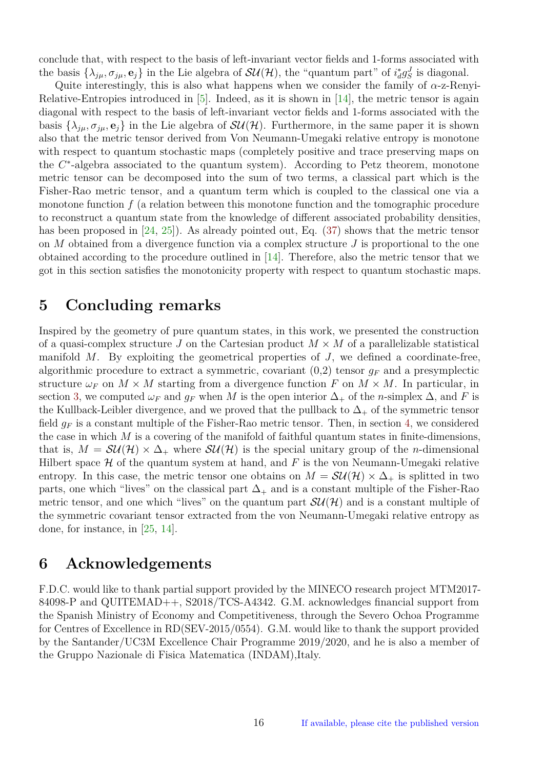conclude that, with respect to the basis of left-invariant vector fields and 1-forms associated with the basis $\{\lambda_{j\mu}, \sigma_{j\mu}, \mathbf{e}_j\}$ in the Lie algebra of $\mathcal{SU}(\mathcal{H})$, the "quantum part" of $i_d^* g_S^J$ is diagonal.

Quite interestingly, this is also what happens when we consider the family of $\alpha$-z-Renyi-Relative-Entropies introduced in [5]. Indeed, as it is shown in [14], the metric tensor is again diagonal with respect to the basis of left-invariant vector fields and 1-forms associated with the basis $\{\lambda_{j\mu}, \sigma_{j\mu}, \mathbf{e}_j\}$ in the Lie algebra of $\mathcal{SU}(\mathcal{H})$. Furthermore, in the same paper it is shown also that the metric tensor derived from Von Neumann-Umegaki relative entropy is monotone with respect to quantum stochastic maps (completely positive and trace preserving maps on the $C^*$-algebra associated to the quantum system). According to Petz theorem, monotone metric tensor can be decomposed into the sum of two terms, a classical part which is the Fisher-Rao metric tensor, and a quantum term which is coupled to the classical one via a monotone function $f$ (a relation between this monotone function and the tomographic procedure to reconstruct a quantum state from the knowledge of different associated probability densities, has been proposed in [24, 25]). As already pointed out, Eq. (37) shows that the metric tensor on $M$ obtained from a divergence function via a complex structure $J$ is proportional to the one obtained according to the procedure outlined in [14]. Therefore, also the metric tensor that we got in this section satisfies the monotonicity property with respect to quantum stochastic maps.

# 5 Concluding remarks

Inspired by the geometry of pure quantum states, in this work, we presented the construction of a quasi-complex structure $J$ on the Cartesian product $M \times M$ of a parallelizable statistical manifold $M$. By exploiting the geometrical properties of $J$, we defined a coordinate-free, algorithmic procedure to extract a symmetric, covariant (0,2) tensor $g_F$ and a presymplectic structure $\omega_F$ on $M \times M$ starting from a divergence function $F$ on $M \times M$. In particular, in section 3, we computed $\omega_F$ and $g_F$ when $M$ is the open interior $\Delta_+$ of the $n$-simplex $\Delta$, and $F$ is the Kullback-Leibler divergence, and we proved that the pullback to $\Delta_+$ of the symmetric tensor field $g_F$ is a constant multiple of the Fisher-Rao metric tensor. Then, in section 4, we considered the case in which $M$ is a covering of the manifold of faithful quantum states in finite-dimensions, that is, $M = \mathcal{SU}(\mathcal{H}) \times \Delta_+$ where $\mathcal{SU}(\mathcal{H})$ is the special unitary group of the $n$-dimensional Hilbert space $\mathcal{H}$ of the quantum system at hand, and $F$ is the von Neumann-Umegaki relative entropy. In this case, the metric tensor one obtains on $M = \mathcal{SU}(\mathcal{H}) \times \Delta_+$ is splitted in two parts, one which "lives" on the classical part $\Delta_+$ and is a constant multiple of the Fisher-Rao metric tensor, and one which "lives" on the quantum part $\mathcal{SU}(\mathcal{H})$ and is a constant multiple of the symmetric covariant tensor extracted from the von Neumann-Umegaki relative entropy as done, for instance, in [25, 14].

# 6 Acknowledgements

F.D.C. would like to thank partial support provided by the MINECO research project MTM2017-84098-P and QUITEMAD++, S2018/TCS-A4342. G.M. acknowledges financial support from the Spanish Ministry of Economy and Competitiveness, through the Severo Ochoa Programme for Centres of Excellence in RD(SEV-2015/0554). G.M. would like to thank the support provided by the Santander/UC3M Excellence Chair Programme 2019/2020, and he is also a member of the Gruppo Nazionale di Fisica Matematica (INDAM),Italy.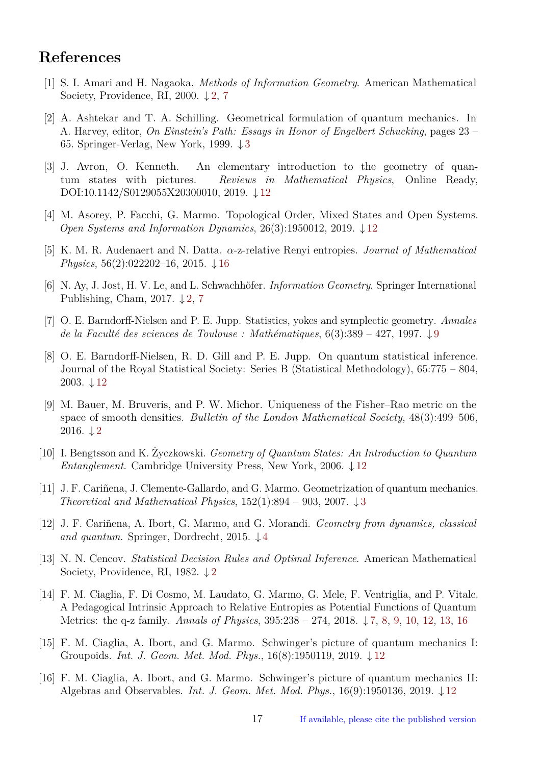## References

[1] S. I. Amari and H. Nagaoka. *Methods of Information Geometry*. American Mathematical Society, Providence, RI, 2000. ↓2, 7

[2] A. Ashtekar and T. A. Schilling. Geometrical formulation of quantum mechanics. In A. Harvey, editor, *On Einstein's Path: Essays in Honor of Engelbert Schucking*, pages 23 – 65. Springer-Verlag, New York, 1999. ↓3

[3] J. Avron, O. Kenneth. An elementary introduction to the geometry of quantum states with pictures. *Reviews in Mathematical Physics*, Online Ready, DOI:10.1142/S0129055X20300010, 2019. ↓12

[4] M. Asorey, P. Facchi, G. Marmo. Topological Order, Mixed States and Open Systems. *Open Systems and Information Dynamics*, 26(3):1950012, 2019. ↓12

[5] K. M. R. Audenaert and N. Datta. $\alpha$-z-relative Renyi entropies. *Journal of Mathematical Physics*, 56(2):022202–16, 2015. ↓16

[6] N. Ay, J. Jost, H. V. Le, and L. Schwachhöfer. *Information Geometry*. Springer International Publishing, Cham, 2017. ↓2, 7

[7] O. E. Barndorff-Nielsen and P. E. Jupp. Statistics, yokes and symplectic geometry. *Annales de la Faculté des sciences de Toulouse : Mathématiques*, 6(3):389 – 427, 1997. ↓9

[8] O. E. Barndorff-Nielsen, R. D. Gill and P. E. Jupp. On quantum statistical inference. Journal of the Royal Statistical Society: Series B (Statistical Methodology), 65:775 – 804, 2003. ↓12

[9] M. Bauer, M. Bruveris, and P. W. Michor. Uniqueness of the Fisher–Rao metric on the space of smooth densities. *Bulletin of the London Mathematical Society*, 48(3):499–506, 2016. ↓2

[10] I. Bengtsson and K. Życzkowski. *Geometry of Quantum States: An Introduction to Quantum Entanglement*. Cambridge University Press, New York, 2006. ↓12

[11] J. F. Cariñena, J. Clemente-Gallardo, and G. Marmo. Geometrization of quantum mechanics. *Theoretical and Mathematical Physics*, 152(1):894 – 903, 2007. ↓3

[12] J. F. Cariñena, A. Ibort, G. Marmo, and G. Morandi. *Geometry from dynamics, classical and quantum*. Springer, Dordrecht, 2015. ↓4

[13] N. N. Cencov. *Statistical Decision Rules and Optimal Inference*. American Mathematical Society, Providence, RI, 1982. ↓2

[14] F. M. Ciaglia, F. Di Cosmo, M. Laudato, G. Marmo, G. Mele, F. Ventriglia, and P. Vitale. A Pedagogical Intrinsic Approach to Relative Entropies as Potential Functions of Quantum Metrics: the q-z family. *Annals of Physics*, 395:238 – 274, 2018. ↓7, 8, 9, 10, 12, 13, 16

[15] F. M. Ciaglia, A. Ibort, and G. Marmo. Schwinger's picture of quantum mechanics I: Groupoids. *Int. J. Geom. Met. Mod. Phys.*, 16(8):1950119, 2019. ↓12

[16] F. M. Ciaglia, A. Ibort, and G. Marmo. Schwinger's picture of quantum mechanics II: Algebras and Observables. *Int. J. Geom. Met. Mod. Phys.*, 16(9):1950136, 2019. ↓12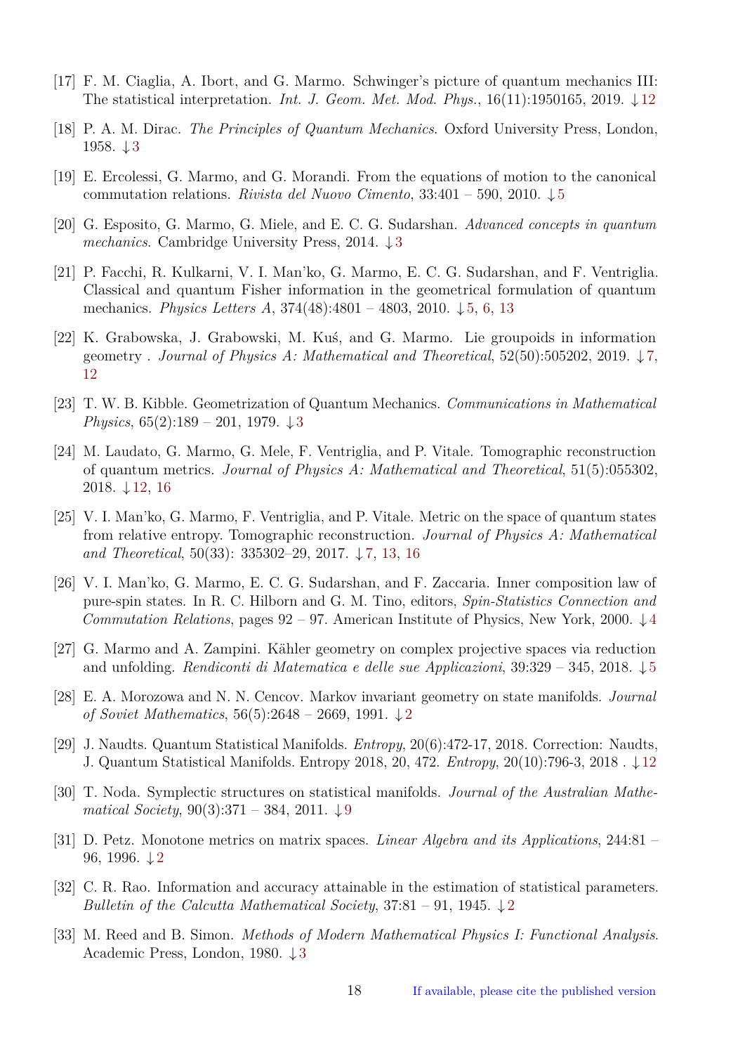[17] F. M. Ciaglia, A. Ibort, and G. Marmo. Schwinger's picture of quantum mechanics III: The statistical interpretation. *Int. J. Geom. Met. Mod. Phys.*, 16(11):1950165, 2019. ↓12

[18] P. A. M. Dirac. *The Principles of Quantum Mechanics*. Oxford University Press, London, 1958. ↓3

[19] E. Ercolessi, G. Marmo, and G. Morandi. From the equations of motion to the canonical commutation relations. *Rivista del Nuovo Cimento*, 33:401 – 590, 2010. ↓5

[20] G. Esposito, G. Marmo, G. Miele, and E. C. G. Sudarshan. *Advanced concepts in quantum mechanics*. Cambridge University Press, 2014. ↓3

[21] P. Facchi, R. Kulkarni, V. I. Man'ko, G. Marmo, E. C. G. Sudarshan, and F. Ventriglia. Classical and quantum Fisher information in the geometrical formulation of quantum mechanics. *Physics Letters A*, 374(48):4801 – 4803, 2010. ↓5, 6, 13

[22] K. Grabowska, J. Grabowski, M. Kuś, and G. Marmo. Lie groupoids in information geometry . *Journal of Physics A: Mathematical and Theoretical*, 52(50):505202, 2019. ↓7, 12

[23] T. W. B. Kibble. Geometrization of Quantum Mechanics. *Communications in Mathematical Physics*, 65(2):189 – 201, 1979. ↓3

[24] M. Laudato, G. Marmo, G. Mele, F. Ventriglia, and P. Vitale. Tomographic reconstruction of quantum metrics. *Journal of Physics A: Mathematical and Theoretical*, 51(5):055302, 2018. ↓12, 16

[25] V. I. Man'ko, G. Marmo, F. Ventriglia, and P. Vitale. Metric on the space of quantum states from relative entropy. Tomographic reconstruction. *Journal of Physics A: Mathematical and Theoretical*, 50(33): 335302–29, 2017. ↓7, 13, 16

[26] V. I. Man'ko, G. Marmo, E. C. G. Sudarshan, and F. Zaccaria. Inner composition law of pure-spin states. In R. C. Hilborn and G. M. Tino, editors, *Spin-Statistics Connection and Commutation Relations*, pages 92 – 97. American Institute of Physics, New York, 2000. ↓4

[27] G. Marmo and A. Zampini. Kähler geometry on complex projective spaces via reduction and unfolding. *Rendiconti di Matematica e delle sue Applicazioni*, 39:329 – 345, 2018. ↓5

[28] E. A. Morozowa and N. N. Cencov. Markov invariant geometry on state manifolds. *Journal of Soviet Mathematics*, 56(5):2648 – 2669, 1991. ↓2

[29] J. Naudts. Quantum Statistical Manifolds. *Entropy*, 20(6):472-17, 2018. Correction: Naudts, J. Quantum Statistical Manifolds. Entropy 2018, 20, 472. *Entropy*, 20(10):796-3, 2018 . ↓12

[30] T. Noda. Symplectic structures on statistical manifolds. *Journal of the Australian Mathematical Society*, 90(3):371 – 384, 2011. ↓9

[31] D. Petz. Monotone metrics on matrix spaces. *Linear Algebra and its Applications*, 244:81 – 96, 1996. ↓2

[32] C. R. Rao. Information and accuracy attainable in the estimation of statistical parameters. *Bulletin of the Calcutta Mathematical Society*, 37:81 – 91, 1945. ↓2

[33] M. Reed and B. Simon. *Methods of Modern Mathematical Physics I: Functional Analysis*. Academic Press, London, 1980. ↓3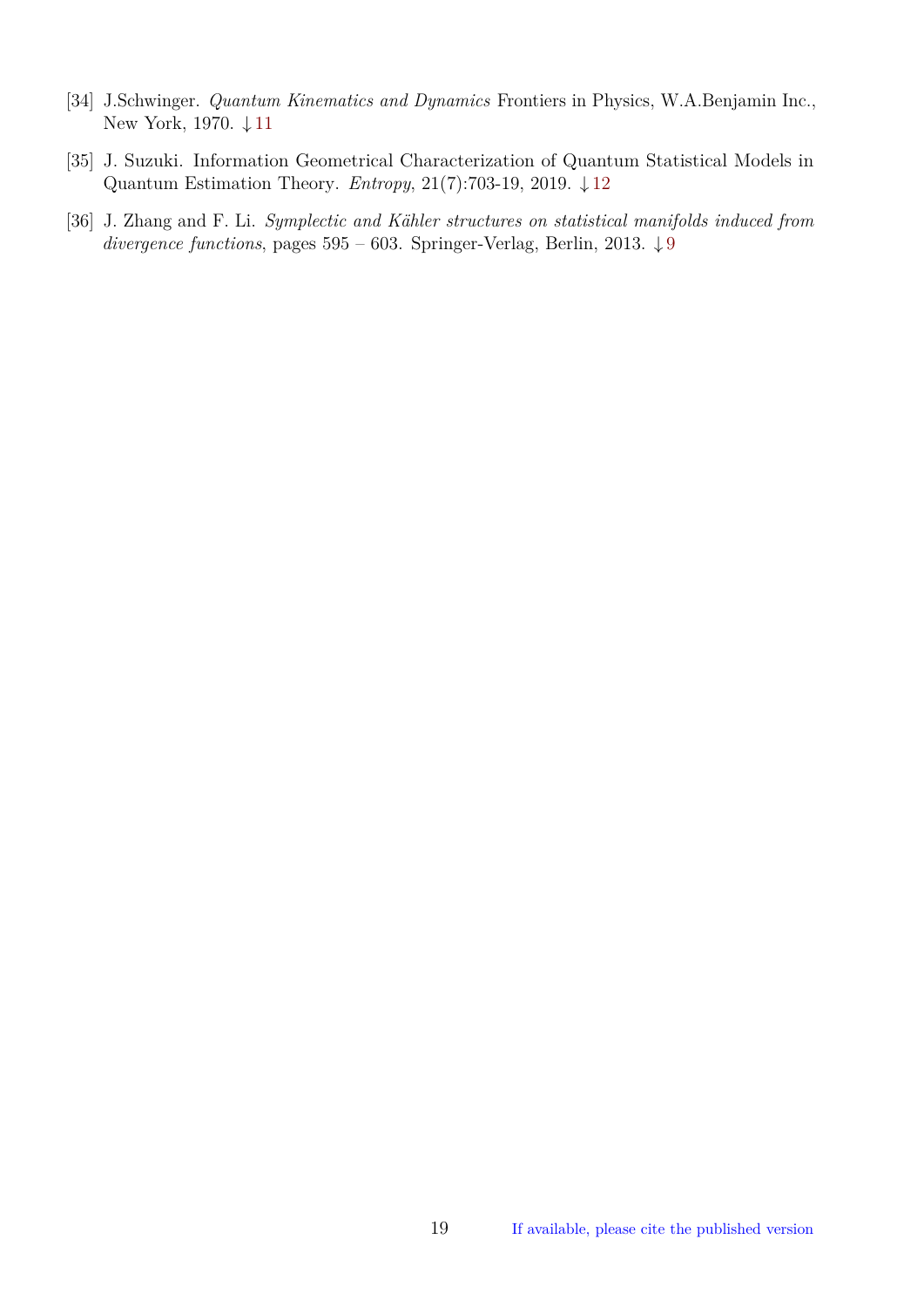[34] J.Schwinger. *Quantum Kinematics and Dynamics* Frontiers in Physics, W.A.Benjamin Inc., New York, 1970. ↓11

[35] J. Suzuki. Information Geometrical Characterization of Quantum Statistical Models in Quantum Estimation Theory. *Entropy*, 21(7):703-19, 2019. ↓12

[36] J. Zhang and F. Li. *Symplectic and Kähler structures on statistical manifolds induced from divergence functions*, pages 595 – 603. Springer-Verlag, Berlin, 2013. ↓9

If available, please cite the published version